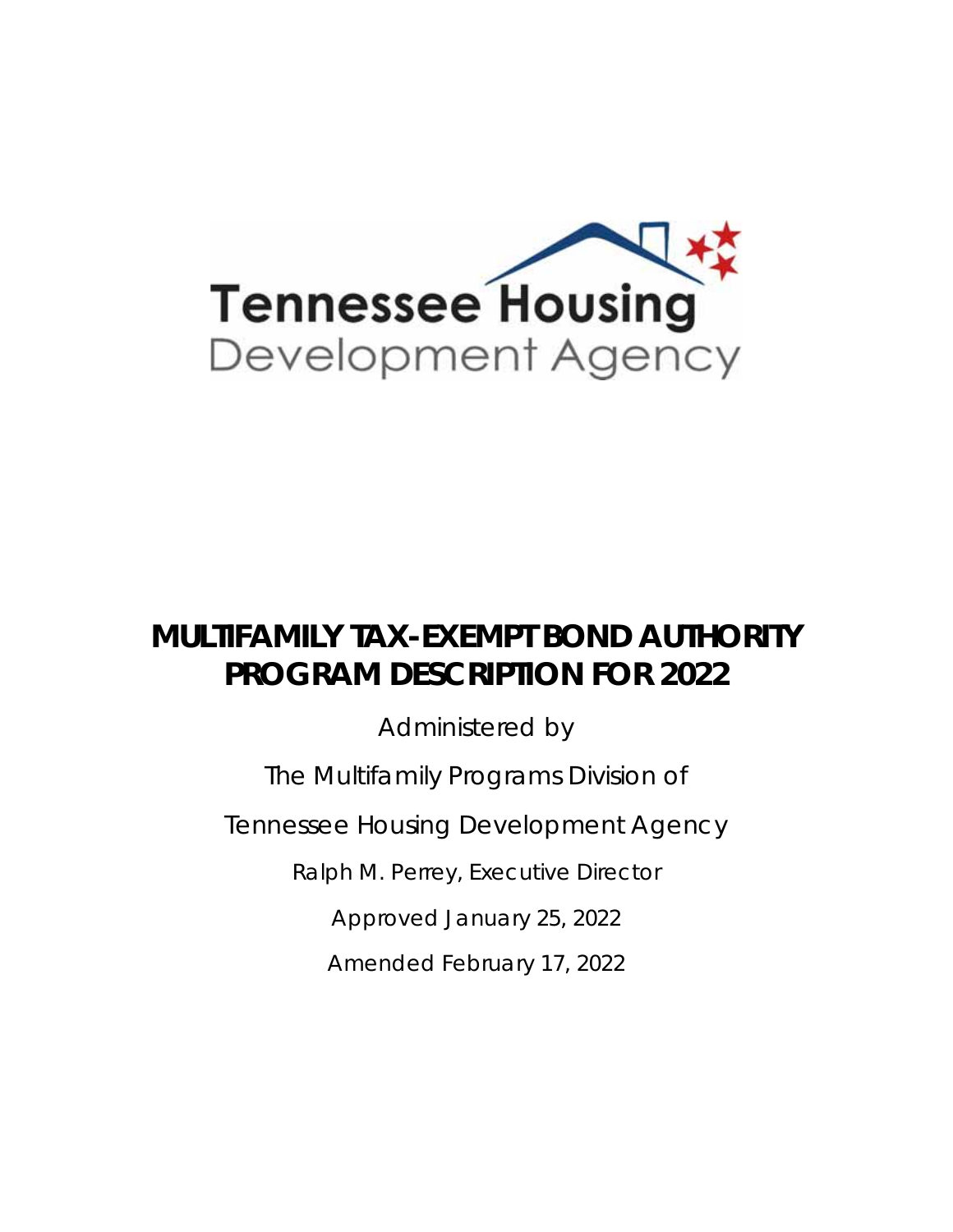Tennessee Housing Development Agency

# MULTIFAMILY TAX-EXEMPT BOND AUTHORITY PROGRAM DESCRIPTION FOR 2022

Administered by

The Multifamily Programs Division of

Tennessee Housing Development Agency

Ralph M. Perrey, Executive Director

Approved January 25, 2022

Amended February 17, 2022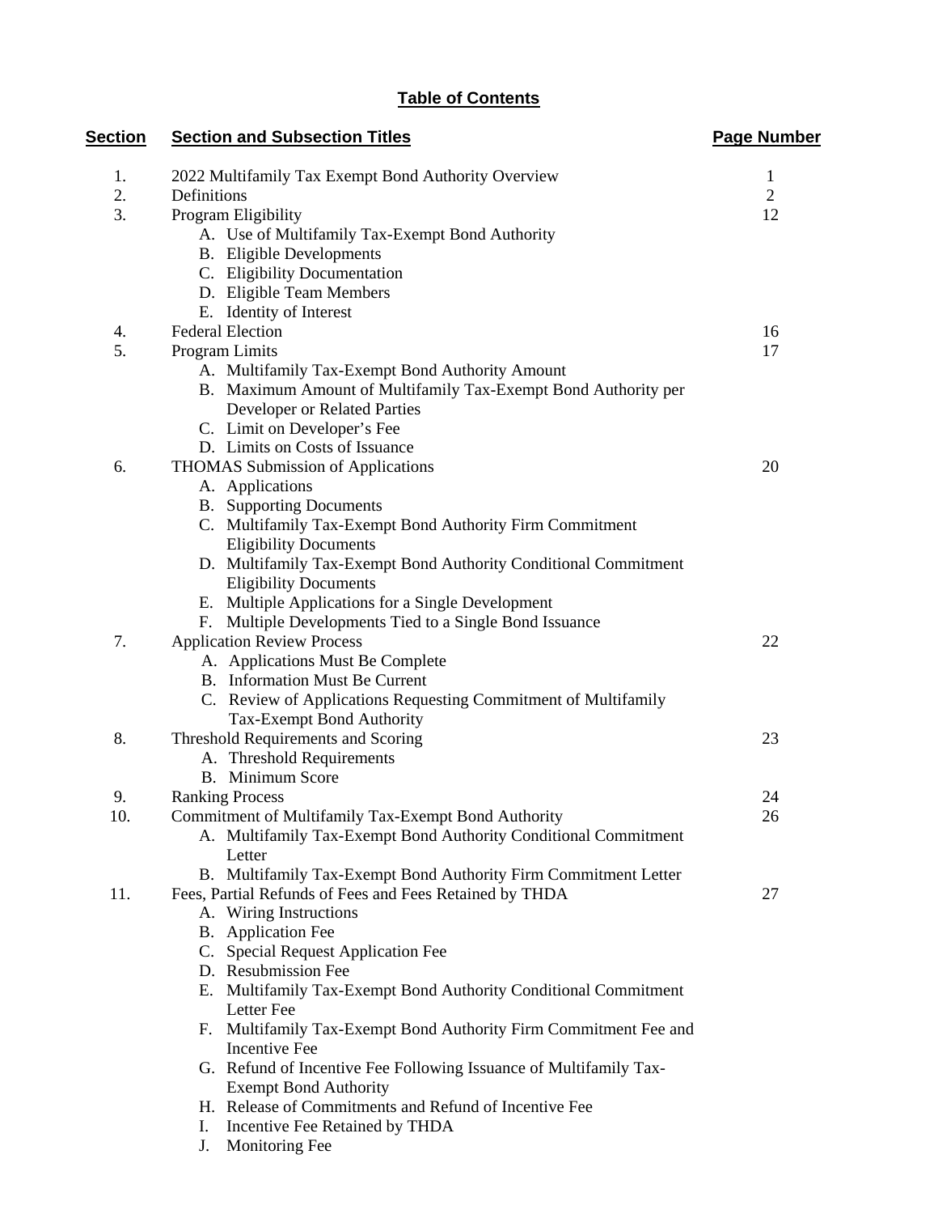# Table of Contents

| Section | Section and Subsection Titles | Page Number |
|---|---|---|
| 1. | 2022 Multifamily Tax Exempt Bond Authority Overview | 1 |
| 2. | Definitions | 2 |
| 3. | Program Eligibility | 12 |
| | A. Use of Multifamily Tax-Exempt Bond Authority | |
| | B. Eligible Developments | |
| | C. Eligibility Documentation | |
| | D. Eligible Team Members | |
| | E. Identity of Interest | |
| 4. | Federal Election | 16 |
| 5. | Program Limits | 17 |
| | A. Multifamily Tax-Exempt Bond Authority Amount | |
| | B. Maximum Amount of Multifamily Tax-Exempt Bond Authority per Developer or Related Parties | |
| | C. Limit on Developer's Fee | |
| | D. Limits on Costs of Issuance | |
| 6. | THOMAS Submission of Applications | 20 |
| | A. Applications | |
| | B. Supporting Documents | |
| | C. Multifamily Tax-Exempt Bond Authority Firm Commitment Eligibility Documents | |
| | D. Multifamily Tax-Exempt Bond Authority Conditional Commitment Eligibility Documents | |
| | E. Multiple Applications for a Single Development | |
| | F. Multiple Developments Tied to a Single Bond Issuance | |
| 7. | Application Review Process | 22 |
| | A. Applications Must Be Complete | |
| | B. Information Must Be Current | |
| | C. Review of Applications Requesting Commitment of Multifamily Tax-Exempt Bond Authority | |
| 8. | Threshold Requirements and Scoring | 23 |
| | A. Threshold Requirements | |
| | B. Minimum Score | |
| 9. | Ranking Process | 24 |
| 10. | Commitment of Multifamily Tax-Exempt Bond Authority | 26 |
| | A. Multifamily Tax-Exempt Bond Authority Conditional Commitment Letter | |
| | B. Multifamily Tax-Exempt Bond Authority Firm Commitment Letter | |
| 11. | Fees, Partial Refunds of Fees and Fees Retained by THDA | 27 |
| | A. Wiring Instructions | |
| | B. Application Fee | |
| | C. Special Request Application Fee | |
| | D. Resubmission Fee | |
| | E. Multifamily Tax-Exempt Bond Authority Conditional Commitment Letter Fee | |
| | F. Multifamily Tax-Exempt Bond Authority Firm Commitment Fee and Incentive Fee | |
| | G. Refund of Incentive Fee Following Issuance of Multifamily Tax-Exempt Bond Authority | |
| | H. Release of Commitments and Refund of Incentive Fee | |
| | I. Incentive Fee Retained by THDA | |
| | J. Monitoring Fee | |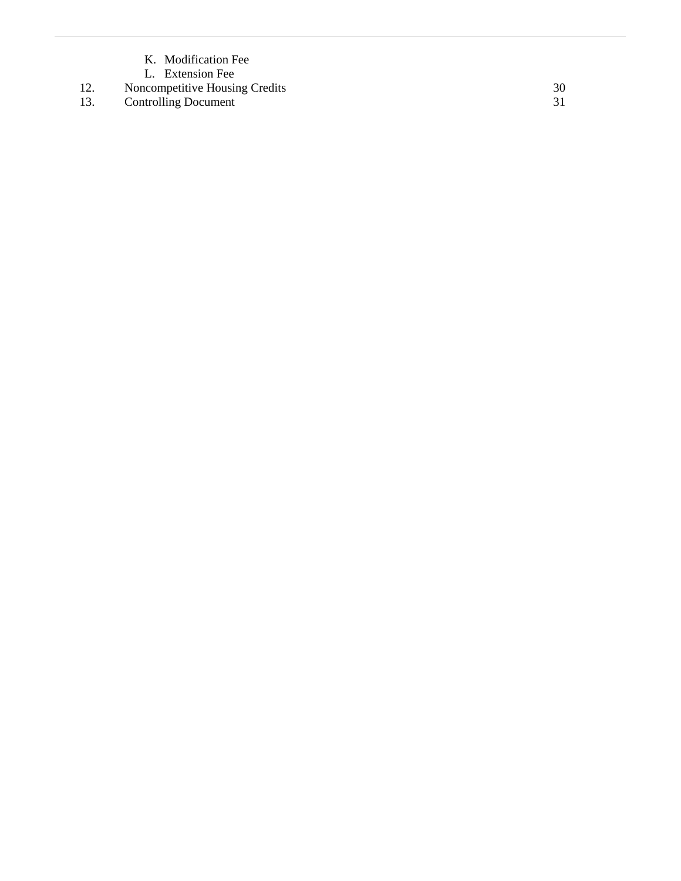K. Modification Fee
L. Extension Fee

| | | |
|---|---|---|
| 12. | Noncompetitive Housing Credits | 30 |
| 13. | Controlling Document | 31 |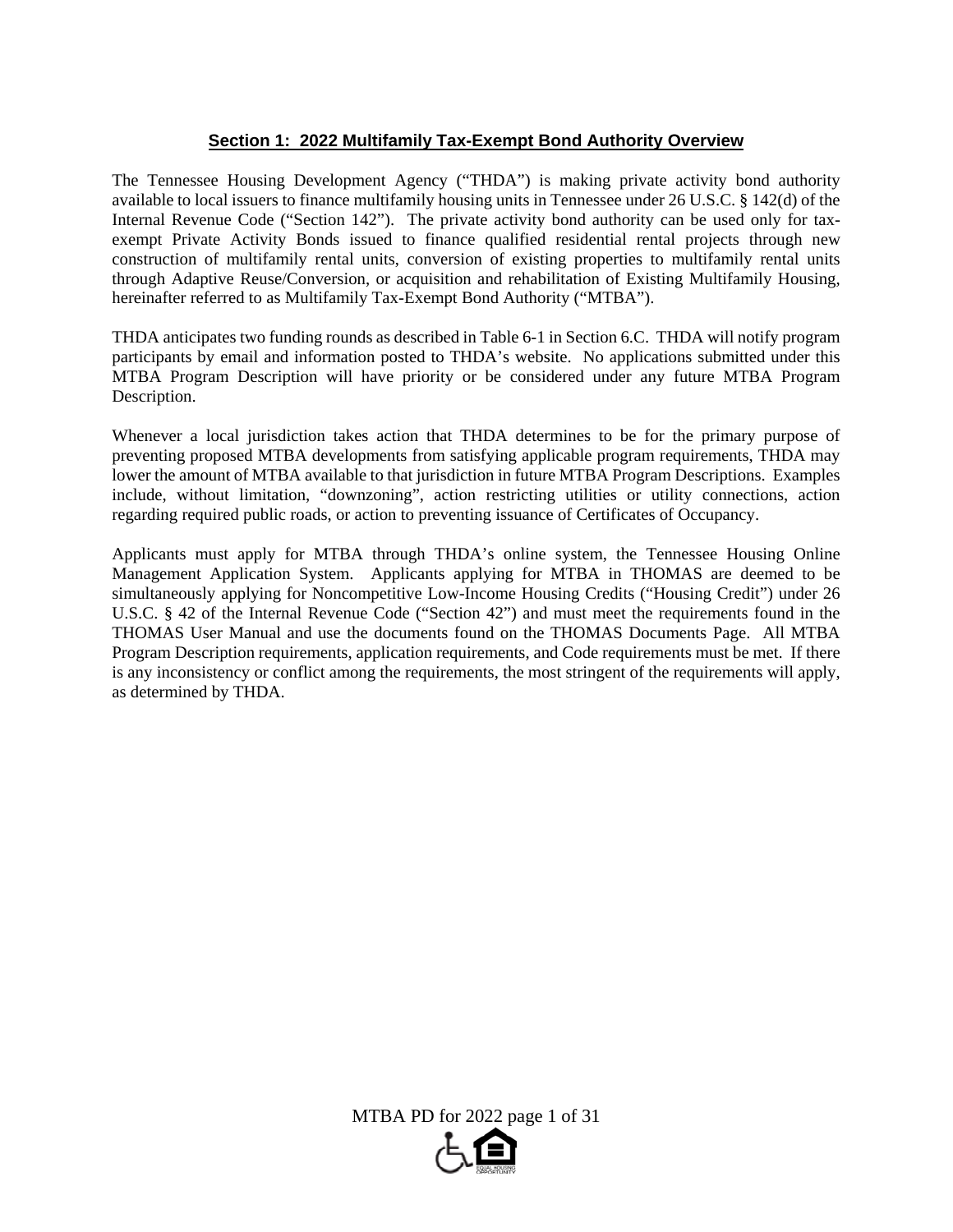## Section 1: 2022 Multifamily Tax-Exempt Bond Authority Overview

The Tennessee Housing Development Agency ("THDA") is making private activity bond authority available to local issuers to finance multifamily housing units in Tennessee under 26 U.S.C. § 142(d) of the Internal Revenue Code ("Section 142"). The private activity bond authority can be used only for tax-exempt Private Activity Bonds issued to finance qualified residential rental projects through new construction of multifamily rental units, conversion of existing properties to multifamily rental units through Adaptive Reuse/Conversion, or acquisition and rehabilitation of Existing Multifamily Housing, hereinafter referred to as Multifamily Tax-Exempt Bond Authority ("MTBA").

THDA anticipates two funding rounds as described in Table 6-1 in Section 6.C. THDA will notify program participants by email and information posted to THDA's website. No applications submitted under this MTBA Program Description will have priority or be considered under any future MTBA Program Description.

Whenever a local jurisdiction takes action that THDA determines to be for the primary purpose of preventing proposed MTBA developments from satisfying applicable program requirements, THDA may lower the amount of MTBA available to that jurisdiction in future MTBA Program Descriptions. Examples include, without limitation, "downzoning", action restricting utilities or utility connections, action regarding required public roads, or action to preventing issuance of Certificates of Occupancy.

Applicants must apply for MTBA through THDA's online system, the Tennessee Housing Online Management Application System. Applicants applying for MTBA in THOMAS are deemed to be simultaneously applying for Noncompetitive Low-Income Housing Credits ("Housing Credit") under 26 U.S.C. § 42 of the Internal Revenue Code ("Section 42") and must meet the requirements found in the THOMAS User Manual and use the documents found on the THOMAS Documents Page. All MTBA Program Description requirements, application requirements, and Code requirements must be met. If there is any inconsistency or conflict among the requirements, the most stringent of the requirements will apply, as determined by THDA.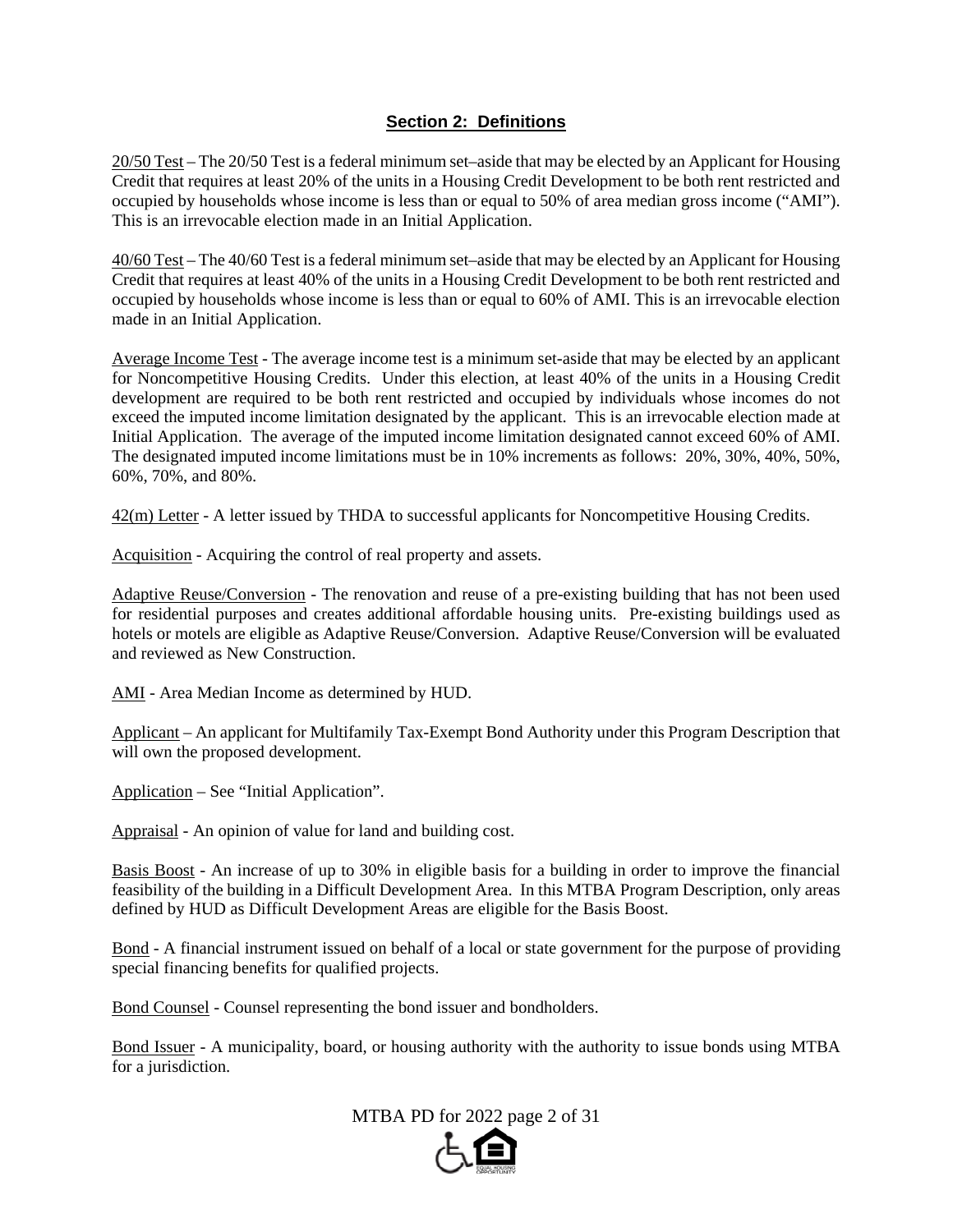## Section 2: Definitions

<u>20/50 Test</u> – The 20/50 Test is a federal minimum set–aside that may be elected by an Applicant for Housing Credit that requires at least 20% of the units in a Housing Credit Development to be both rent restricted and occupied by households whose income is less than or equal to 50% of area median gross income ("AMI"). This is an irrevocable election made in an Initial Application.

<u>40/60 Test</u> – The 40/60 Test is a federal minimum set–aside that may be elected by an Applicant for Housing Credit that requires at least 40% of the units in a Housing Credit Development to be both rent restricted and occupied by households whose income is less than or equal to 60% of AMI. This is an irrevocable election made in an Initial Application.

<u>Average Income Test</u> - The average income test is a minimum set-aside that may be elected by an applicant for Noncompetitive Housing Credits. Under this election, at least 40% of the units in a Housing Credit development are required to be both rent restricted and occupied by individuals whose incomes do not exceed the imputed income limitation designated by the applicant. This is an irrevocable election made at Initial Application. The average of the imputed income limitation designated cannot exceed 60% of AMI. The designated imputed income limitations must be in 10% increments as follows: 20%, 30%, 40%, 50%, 60%, 70%, and 80%.

<u>42(m) Letter</u> - A letter issued by THDA to successful applicants for Noncompetitive Housing Credits.

<u>Acquisition</u> - Acquiring the control of real property and assets.

<u>Adaptive Reuse/Conversion</u> - The renovation and reuse of a pre-existing building that has not been used for residential purposes and creates additional affordable housing units. Pre-existing buildings used as hotels or motels are eligible as Adaptive Reuse/Conversion. Adaptive Reuse/Conversion will be evaluated and reviewed as New Construction.

<u>AMI</u> - Area Median Income as determined by HUD.

<u>Applicant</u> – An applicant for Multifamily Tax-Exempt Bond Authority under this Program Description that will own the proposed development.

<u>Application</u> – See "Initial Application".

<u>Appraisal</u> - An opinion of value for land and building cost.

<u>Basis Boost</u> - An increase of up to 30% in eligible basis for a building in order to improve the financial feasibility of the building in a Difficult Development Area. In this MTBA Program Description, only areas defined by HUD as Difficult Development Areas are eligible for the Basis Boost.

<u>Bond</u> - A financial instrument issued on behalf of a local or state government for the purpose of providing special financing benefits for qualified projects.

<u>Bond Counsel</u> - Counsel representing the bond issuer and bondholders.

<u>Bond Issuer</u> - A municipality, board, or housing authority with the authority to issue bonds using MTBA for a jurisdiction.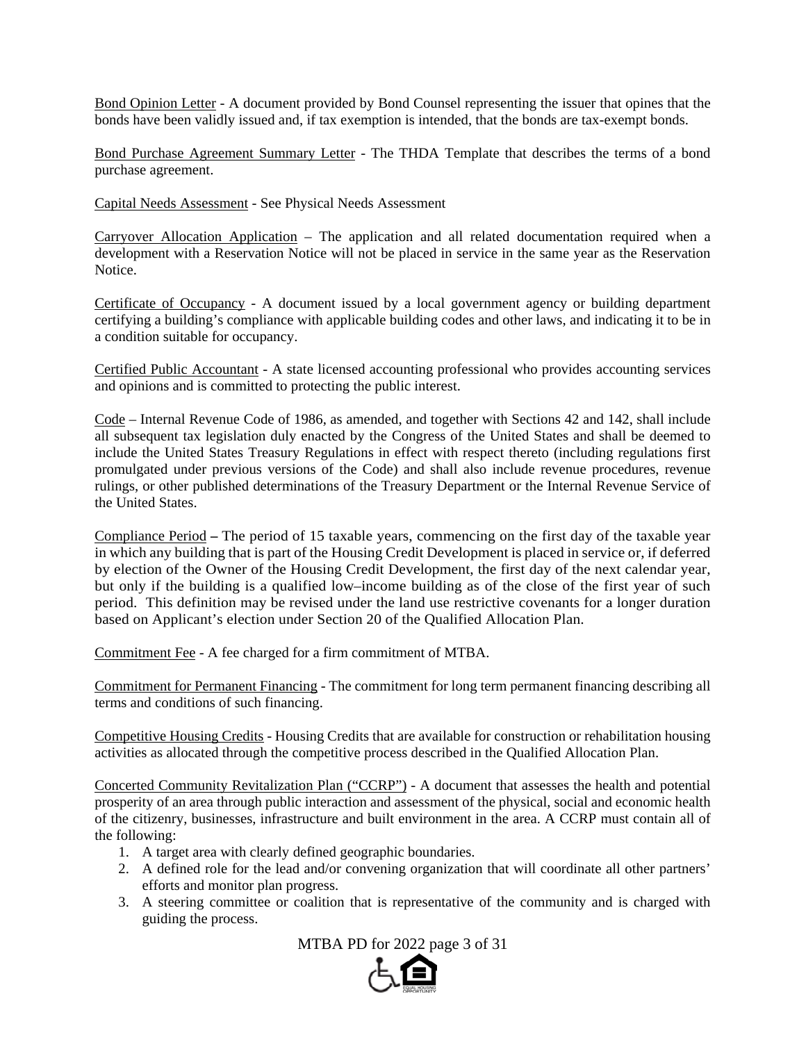Bond Opinion Letter - A document provided by Bond Counsel representing the issuer that opines that the bonds have been validly issued and, if tax exemption is intended, that the bonds are tax-exempt bonds.

Bond Purchase Agreement Summary Letter - The THDA Template that describes the terms of a bond purchase agreement.

Capital Needs Assessment - See Physical Needs Assessment

Carryover Allocation Application – The application and all related documentation required when a development with a Reservation Notice will not be placed in service in the same year as the Reservation Notice.

Certificate of Occupancy - A document issued by a local government agency or building department certifying a building's compliance with applicable building codes and other laws, and indicating it to be in a condition suitable for occupancy.

Certified Public Accountant - A state licensed accounting professional who provides accounting services and opinions and is committed to protecting the public interest.

Code – Internal Revenue Code of 1986, as amended, and together with Sections 42 and 142, shall include all subsequent tax legislation duly enacted by the Congress of the United States and shall be deemed to include the United States Treasury Regulations in effect with respect thereto (including regulations first promulgated under previous versions of the Code) and shall also include revenue procedures, revenue rulings, or other published determinations of the Treasury Department or the Internal Revenue Service of the United States.

Compliance Period **–** The period of 15 taxable years, commencing on the first day of the taxable year in which any building that is part of the Housing Credit Development is placed in service or, if deferred by election of the Owner of the Housing Credit Development, the first day of the next calendar year, but only if the building is a qualified low–income building as of the close of the first year of such period. This definition may be revised under the land use restrictive covenants for a longer duration based on Applicant's election under Section 20 of the Qualified Allocation Plan.

Commitment Fee - A fee charged for a firm commitment of MTBA.

Commitment for Permanent Financing - The commitment for long term permanent financing describing all terms and conditions of such financing.

Competitive Housing Credits - Housing Credits that are available for construction or rehabilitation housing activities as allocated through the competitive process described in the Qualified Allocation Plan.

Concerted Community Revitalization Plan ("CCRP") - A document that assesses the health and potential prosperity of an area through public interaction and assessment of the physical, social and economic health of the citizenry, businesses, infrastructure and built environment in the area. A CCRP must contain all of the following:

1. A target area with clearly defined geographic boundaries.
2. A defined role for the lead and/or convening organization that will coordinate all other partners' efforts and monitor plan progress.
3. A steering committee or coalition that is representative of the community and is charged with guiding the process.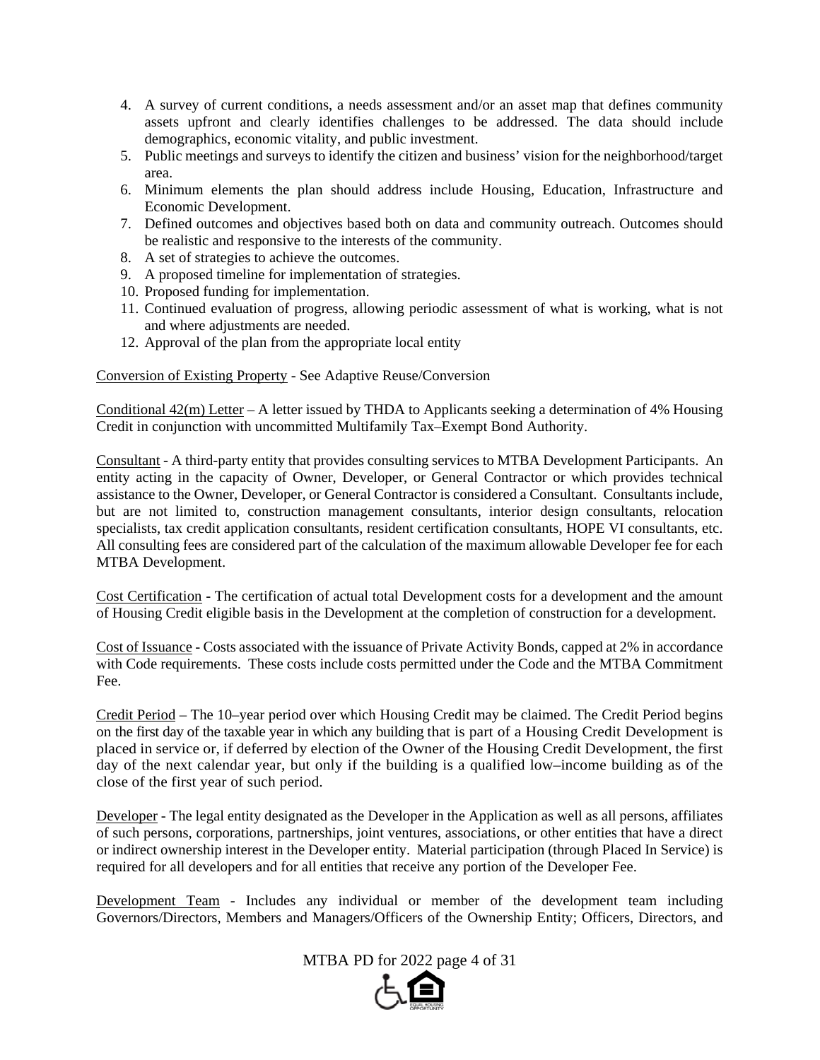4. A survey of current conditions, a needs assessment and/or an asset map that defines community assets upfront and clearly identifies challenges to be addressed. The data should include demographics, economic vitality, and public investment.
5. Public meetings and surveys to identify the citizen and business' vision for the neighborhood/target area.
6. Minimum elements the plan should address include Housing, Education, Infrastructure and Economic Development.
7. Defined outcomes and objectives based both on data and community outreach. Outcomes should be realistic and responsive to the interests of the community.
8. A set of strategies to achieve the outcomes.
9. A proposed timeline for implementation of strategies.
10. Proposed funding for implementation.
11. Continued evaluation of progress, allowing periodic assessment of what is working, what is not and where adjustments are needed.
12. Approval of the plan from the appropriate local entity

<u>Conversion of Existing Property</u> - See Adaptive Reuse/Conversion

<u>Conditional 42(m) Letter</u> – A letter issued by THDA to Applicants seeking a determination of 4% Housing Credit in conjunction with uncommitted Multifamily Tax–Exempt Bond Authority.

<u>Consultant</u> - A third-party entity that provides consulting services to MTBA Development Participants. An entity acting in the capacity of Owner, Developer, or General Contractor or which provides technical assistance to the Owner, Developer, or General Contractor is considered a Consultant. Consultants include, but are not limited to, construction management consultants, interior design consultants, relocation specialists, tax credit application consultants, resident certification consultants, HOPE VI consultants, etc. All consulting fees are considered part of the calculation of the maximum allowable Developer fee for each MTBA Development.

<u>Cost Certification</u> - The certification of actual total Development costs for a development and the amount of Housing Credit eligible basis in the Development at the completion of construction for a development.

<u>Cost of Issuance</u> - Costs associated with the issuance of Private Activity Bonds, capped at 2% in accordance with Code requirements. These costs include costs permitted under the Code and the MTBA Commitment Fee.

<u>Credit Period</u> – The 10–year period over which Housing Credit may be claimed. The Credit Period begins on the first day of the taxable year in which any building that is part of a Housing Credit Development is placed in service or, if deferred by election of the Owner of the Housing Credit Development, the first day of the next calendar year, but only if the building is a qualified low–income building as of the close of the first year of such period.

<u>Developer</u> - The legal entity designated as the Developer in the Application as well as all persons, affiliates of such persons, corporations, partnerships, joint ventures, associations, or other entities that have a direct or indirect ownership interest in the Developer entity. Material participation (through Placed In Service) is required for all developers and for all entities that receive any portion of the Developer Fee.

<u>Development Team</u> - Includes any individual or member of the development team including Governors/Directors, Members and Managers/Officers of the Ownership Entity; Officers, Directors, and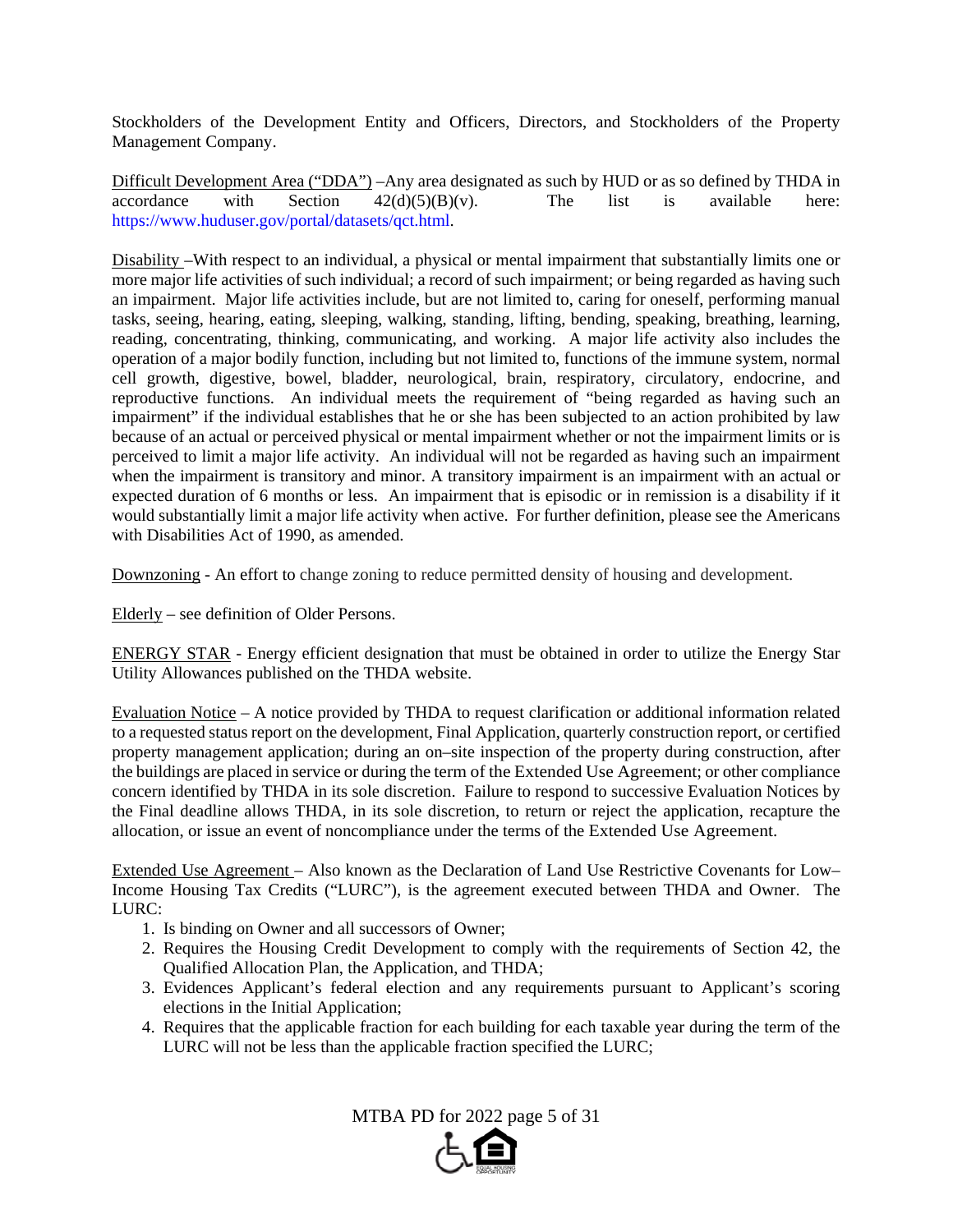Stockholders of the Development Entity and Officers, Directors, and Stockholders of the Property Management Company.

Difficult Development Area ("DDA") –Any area designated as such by HUD or as so defined by THDA in accordance with Section 42(d)(5)(B)(v). The list is available here: https://www.huduser.gov/portal/datasets/qct.html.

Disability –With respect to an individual, a physical or mental impairment that substantially limits one or more major life activities of such individual; a record of such impairment; or being regarded as having such an impairment. Major life activities include, but are not limited to, caring for oneself, performing manual tasks, seeing, hearing, eating, sleeping, walking, standing, lifting, bending, speaking, breathing, learning, reading, concentrating, thinking, communicating, and working. A major life activity also includes the operation of a major bodily function, including but not limited to, functions of the immune system, normal cell growth, digestive, bowel, bladder, neurological, brain, respiratory, circulatory, endocrine, and reproductive functions. An individual meets the requirement of "being regarded as having such an impairment" if the individual establishes that he or she has been subjected to an action prohibited by law because of an actual or perceived physical or mental impairment whether or not the impairment limits or is perceived to limit a major life activity. An individual will not be regarded as having such an impairment when the impairment is transitory and minor. A transitory impairment is an impairment with an actual or expected duration of 6 months or less. An impairment that is episodic or in remission is a disability if it would substantially limit a major life activity when active. For further definition, please see the Americans with Disabilities Act of 1990, as amended.

Downzoning - An effort to change zoning to reduce permitted density of housing and development.

Elderly – see definition of Older Persons.

ENERGY STAR - Energy efficient designation that must be obtained in order to utilize the Energy Star Utility Allowances published on the THDA website.

Evaluation Notice – A notice provided by THDA to request clarification or additional information related to a requested status report on the development, Final Application, quarterly construction report, or certified property management application; during an on–site inspection of the property during construction, after the buildings are placed in service or during the term of the Extended Use Agreement; or other compliance concern identified by THDA in its sole discretion. Failure to respond to successive Evaluation Notices by the Final deadline allows THDA, in its sole discretion, to return or reject the application, recapture the allocation, or issue an event of noncompliance under the terms of the Extended Use Agreement.

Extended Use Agreement – Also known as the Declaration of Land Use Restrictive Covenants for Low–Income Housing Tax Credits ("LURC"), is the agreement executed between THDA and Owner. The LURC:

1. Is binding on Owner and all successors of Owner;
2. Requires the Housing Credit Development to comply with the requirements of Section 42, the Qualified Allocation Plan, the Application, and THDA;
3. Evidences Applicant's federal election and any requirements pursuant to Applicant's scoring elections in the Initial Application;
4. Requires that the applicable fraction for each building for each taxable year during the term of the LURC will not be less than the applicable fraction specified the LURC;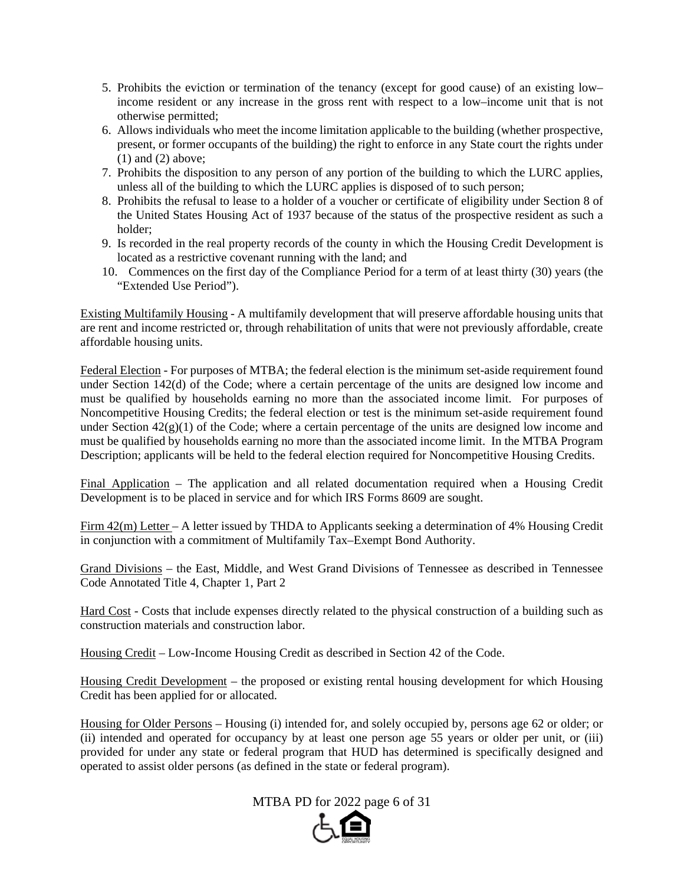5. Prohibits the eviction or termination of the tenancy (except for good cause) of an existing low–income resident or any increase in the gross rent with respect to a low–income unit that is not otherwise permitted;
6. Allows individuals who meet the income limitation applicable to the building (whether prospective, present, or former occupants of the building) the right to enforce in any State court the rights under (1) and (2) above;
7. Prohibits the disposition to any person of any portion of the building to which the LURC applies, unless all of the building to which the LURC applies is disposed of to such person;
8. Prohibits the refusal to lease to a holder of a voucher or certificate of eligibility under Section 8 of the United States Housing Act of 1937 because of the status of the prospective resident as such a holder;
9. Is recorded in the real property records of the county in which the Housing Credit Development is located as a restrictive covenant running with the land; and
10. Commences on the first day of the Compliance Period for a term of at least thirty (30) years (the "Extended Use Period").

Existing Multifamily Housing - A multifamily development that will preserve affordable housing units that are rent and income restricted or, through rehabilitation of units that were not previously affordable, create affordable housing units.

Federal Election - For purposes of MTBA; the federal election is the minimum set-aside requirement found under Section 142(d) of the Code; where a certain percentage of the units are designed low income and must be qualified by households earning no more than the associated income limit. For purposes of Noncompetitive Housing Credits; the federal election or test is the minimum set-aside requirement found under Section 42(g)(1) of the Code; where a certain percentage of the units are designed low income and must be qualified by households earning no more than the associated income limit. In the MTBA Program Description; applicants will be held to the federal election required for Noncompetitive Housing Credits.

Final Application – The application and all related documentation required when a Housing Credit Development is to be placed in service and for which IRS Forms 8609 are sought.

Firm 42(m) Letter – A letter issued by THDA to Applicants seeking a determination of 4% Housing Credit in conjunction with a commitment of Multifamily Tax–Exempt Bond Authority.

Grand Divisions – the East, Middle, and West Grand Divisions of Tennessee as described in Tennessee Code Annotated Title 4, Chapter 1, Part 2

Hard Cost - Costs that include expenses directly related to the physical construction of a building such as construction materials and construction labor.

Housing Credit – Low-Income Housing Credit as described in Section 42 of the Code.

Housing Credit Development – the proposed or existing rental housing development for which Housing Credit has been applied for or allocated.

Housing for Older Persons – Housing (i) intended for, and solely occupied by, persons age 62 or older; or (ii) intended and operated for occupancy by at least one person age 55 years or older per unit, or (iii) provided for under any state or federal program that HUD has determined is specifically designed and operated to assist older persons (as defined in the state or federal program).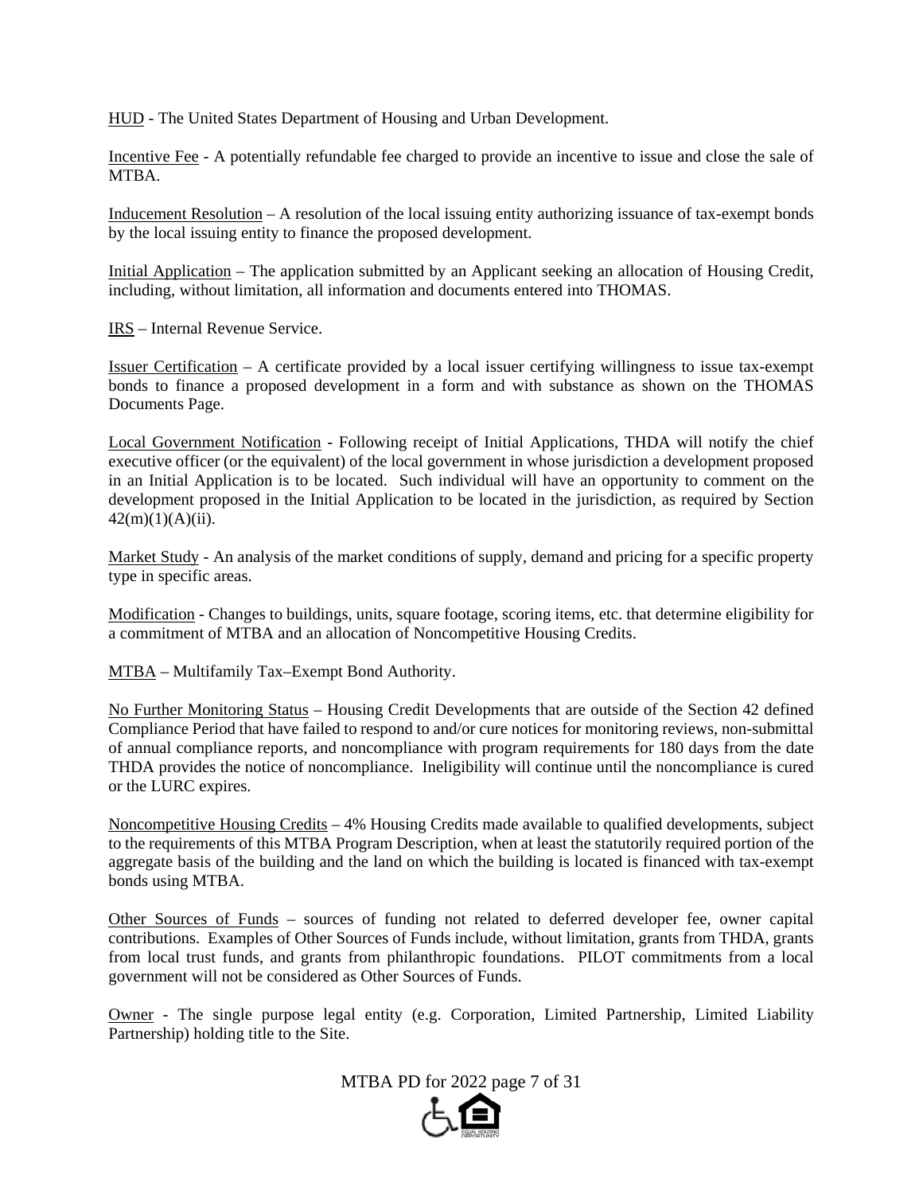HUD - The United States Department of Housing and Urban Development.

Incentive Fee - A potentially refundable fee charged to provide an incentive to issue and close the sale of MTBA.

Inducement Resolution – A resolution of the local issuing entity authorizing issuance of tax-exempt bonds by the local issuing entity to finance the proposed development.

Initial Application – The application submitted by an Applicant seeking an allocation of Housing Credit, including, without limitation, all information and documents entered into THOMAS.

IRS – Internal Revenue Service.

Issuer Certification – A certificate provided by a local issuer certifying willingness to issue tax-exempt bonds to finance a proposed development in a form and with substance as shown on the THOMAS Documents Page.

Local Government Notification - Following receipt of Initial Applications, THDA will notify the chief executive officer (or the equivalent) of the local government in whose jurisdiction a development proposed in an Initial Application is to be located. Such individual will have an opportunity to comment on the development proposed in the Initial Application to be located in the jurisdiction, as required by Section 42(m)(1)(A)(ii).

Market Study - An analysis of the market conditions of supply, demand and pricing for a specific property type in specific areas.

Modification - Changes to buildings, units, square footage, scoring items, etc. that determine eligibility for a commitment of MTBA and an allocation of Noncompetitive Housing Credits.

MTBA – Multifamily Tax–Exempt Bond Authority.

No Further Monitoring Status – Housing Credit Developments that are outside of the Section 42 defined Compliance Period that have failed to respond to and/or cure notices for monitoring reviews, non-submittal of annual compliance reports, and noncompliance with program requirements for 180 days from the date THDA provides the notice of noncompliance. Ineligibility will continue until the noncompliance is cured or the LURC expires.

Noncompetitive Housing Credits – 4% Housing Credits made available to qualified developments, subject to the requirements of this MTBA Program Description, when at least the statutorily required portion of the aggregate basis of the building and the land on which the building is located is financed with tax-exempt bonds using MTBA.

Other Sources of Funds – sources of funding not related to deferred developer fee, owner capital contributions. Examples of Other Sources of Funds include, without limitation, grants from THDA, grants from local trust funds, and grants from philanthropic foundations. PILOT commitments from a local government will not be considered as Other Sources of Funds.

Owner - The single purpose legal entity (e.g. Corporation, Limited Partnership, Limited Liability Partnership) holding title to the Site.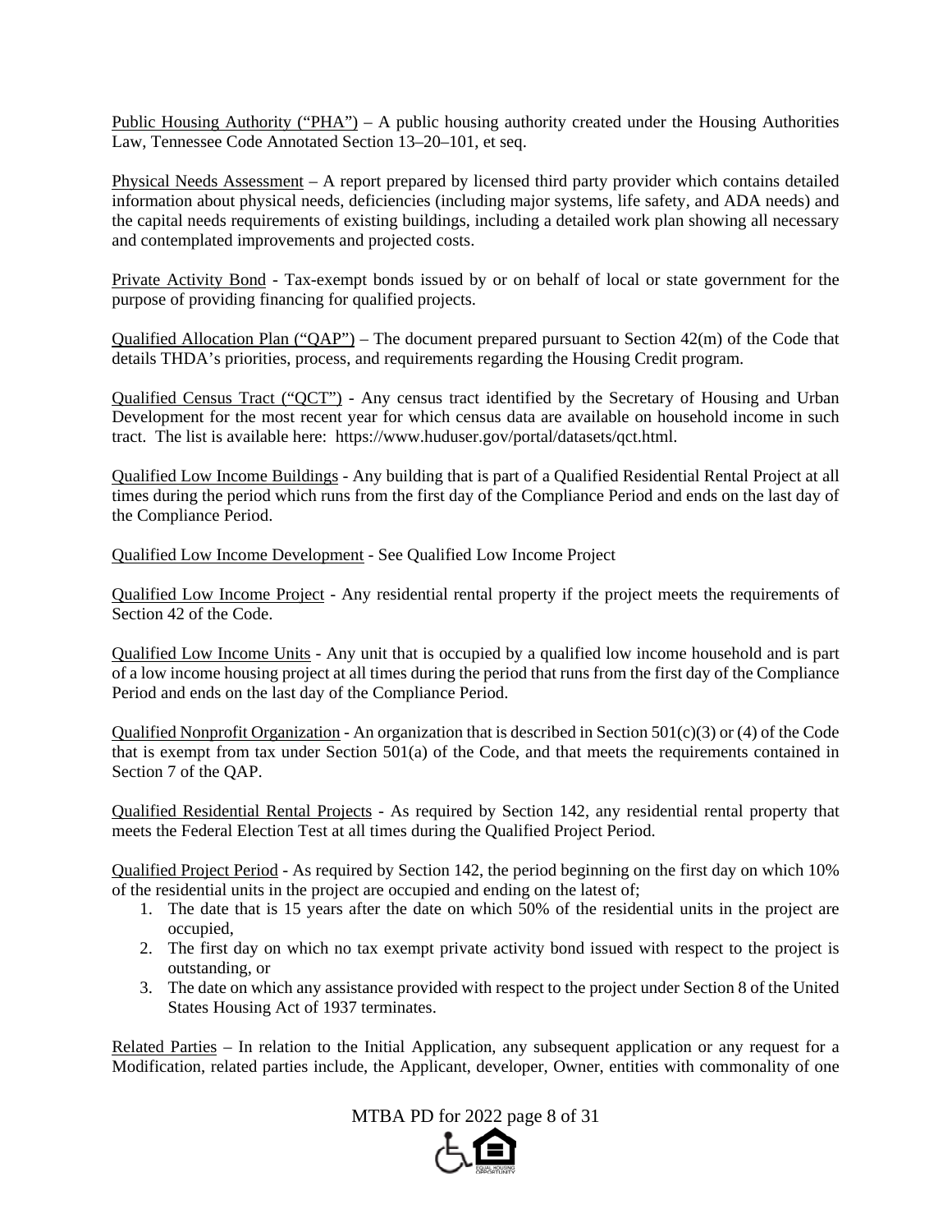Public Housing Authority ("PHA") – A public housing authority created under the Housing Authorities Law, Tennessee Code Annotated Section 13–20–101, et seq.

Physical Needs Assessment – A report prepared by licensed third party provider which contains detailed information about physical needs, deficiencies (including major systems, life safety, and ADA needs) and the capital needs requirements of existing buildings, including a detailed work plan showing all necessary and contemplated improvements and projected costs.

Private Activity Bond - Tax-exempt bonds issued by or on behalf of local or state government for the purpose of providing financing for qualified projects.

Qualified Allocation Plan ("QAP") – The document prepared pursuant to Section 42(m) of the Code that details THDA's priorities, process, and requirements regarding the Housing Credit program.

Qualified Census Tract ("QCT") - Any census tract identified by the Secretary of Housing and Urban Development for the most recent year for which census data are available on household income in such tract. The list is available here: https://www.huduser.gov/portal/datasets/qct.html.

Qualified Low Income Buildings - Any building that is part of a Qualified Residential Rental Project at all times during the period which runs from the first day of the Compliance Period and ends on the last day of the Compliance Period.

Qualified Low Income Development - See Qualified Low Income Project

Qualified Low Income Project - Any residential rental property if the project meets the requirements of Section 42 of the Code.

Qualified Low Income Units - Any unit that is occupied by a qualified low income household and is part of a low income housing project at all times during the period that runs from the first day of the Compliance Period and ends on the last day of the Compliance Period.

Qualified Nonprofit Organization - An organization that is described in Section 501(c)(3) or (4) of the Code that is exempt from tax under Section 501(a) of the Code, and that meets the requirements contained in Section 7 of the QAP.

Qualified Residential Rental Projects - As required by Section 142, any residential rental property that meets the Federal Election Test at all times during the Qualified Project Period.

Qualified Project Period - As required by Section 142, the period beginning on the first day on which 10% of the residential units in the project are occupied and ending on the latest of;

1. The date that is 15 years after the date on which 50% of the residential units in the project are occupied,
2. The first day on which no tax exempt private activity bond issued with respect to the project is outstanding, or
3. The date on which any assistance provided with respect to the project under Section 8 of the United States Housing Act of 1937 terminates.

Related Parties – In relation to the Initial Application, any subsequent application or any request for a Modification, related parties include, the Applicant, developer, Owner, entities with commonality of one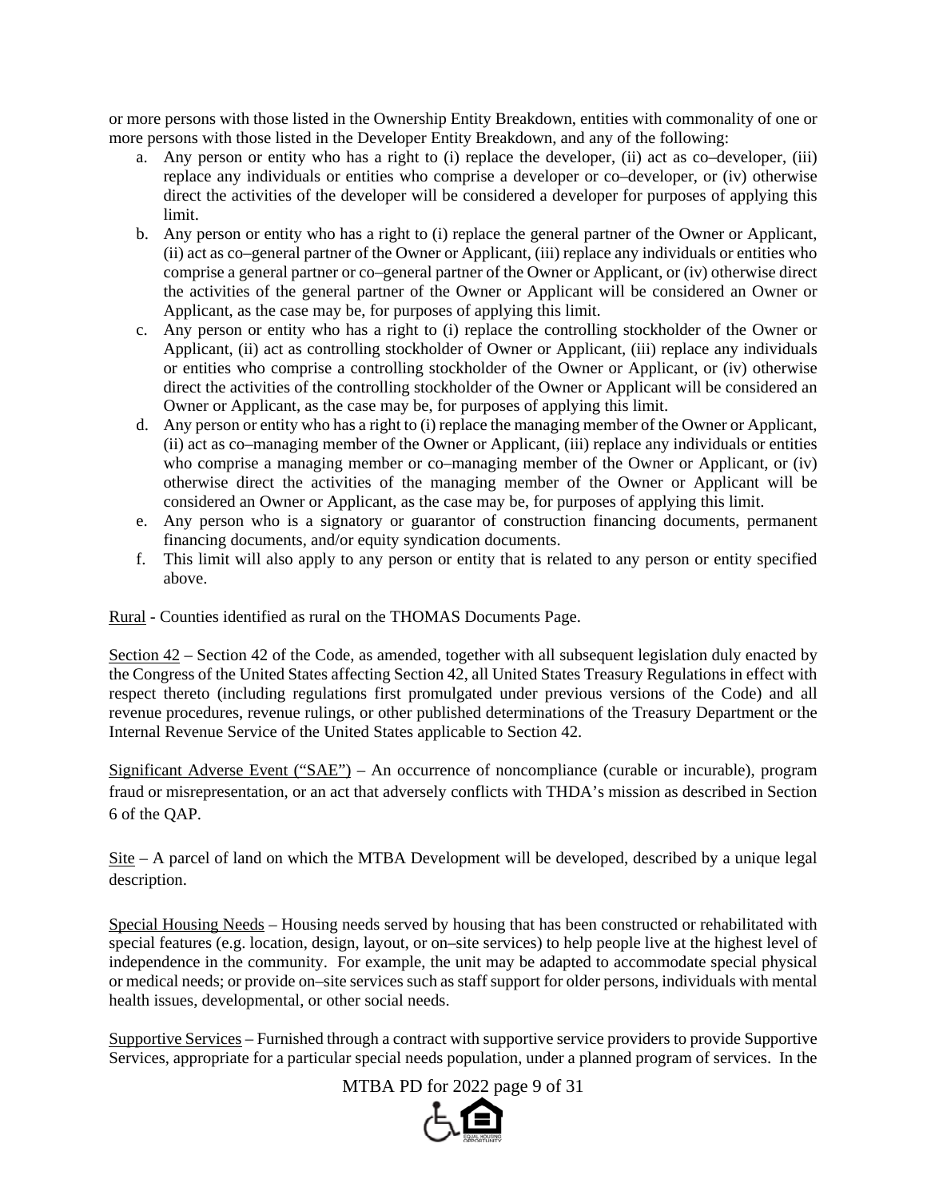or more persons with those listed in the Ownership Entity Breakdown, entities with commonality of one or more persons with those listed in the Developer Entity Breakdown, and any of the following:

a. Any person or entity who has a right to (i) replace the developer, (ii) act as co–developer, (iii) replace any individuals or entities who comprise a developer or co–developer, or (iv) otherwise direct the activities of the developer will be considered a developer for purposes of applying this limit.
b. Any person or entity who has a right to (i) replace the general partner of the Owner or Applicant, (ii) act as co–general partner of the Owner or Applicant, (iii) replace any individuals or entities who comprise a general partner or co–general partner of the Owner or Applicant, or (iv) otherwise direct the activities of the general partner of the Owner or Applicant will be considered an Owner or Applicant, as the case may be, for purposes of applying this limit.
c. Any person or entity who has a right to (i) replace the controlling stockholder of the Owner or Applicant, (ii) act as controlling stockholder of Owner or Applicant, (iii) replace any individuals or entities who comprise a controlling stockholder of the Owner or Applicant, or (iv) otherwise direct the activities of the controlling stockholder of the Owner or Applicant will be considered an Owner or Applicant, as the case may be, for purposes of applying this limit.
d. Any person or entity who has a right to (i) replace the managing member of the Owner or Applicant, (ii) act as co–managing member of the Owner or Applicant, (iii) replace any individuals or entities who comprise a managing member or co–managing member of the Owner or Applicant, or (iv) otherwise direct the activities of the managing member of the Owner or Applicant will be considered an Owner or Applicant, as the case may be, for purposes of applying this limit.
e. Any person who is a signatory or guarantor of construction financing documents, permanent financing documents, and/or equity syndication documents.
f. This limit will also apply to any person or entity that is related to any person or entity specified above.

Rural - Counties identified as rural on the THOMAS Documents Page.

Section 42 – Section 42 of the Code, as amended, together with all subsequent legislation duly enacted by the Congress of the United States affecting Section 42, all United States Treasury Regulations in effect with respect thereto (including regulations first promulgated under previous versions of the Code) and all revenue procedures, revenue rulings, or other published determinations of the Treasury Department or the Internal Revenue Service of the United States applicable to Section 42.

Significant Adverse Event ("SAE") – An occurrence of noncompliance (curable or incurable), program fraud or misrepresentation, or an act that adversely conflicts with THDA's mission as described in Section 6 of the QAP.

Site – A parcel of land on which the MTBA Development will be developed, described by a unique legal description.

Special Housing Needs – Housing needs served by housing that has been constructed or rehabilitated with special features (e.g. location, design, layout, or on–site services) to help people live at the highest level of independence in the community. For example, the unit may be adapted to accommodate special physical or medical needs; or provide on–site services such as staff support for older persons, individuals with mental health issues, developmental, or other social needs.

Supportive Services – Furnished through a contract with supportive service providers to provide Supportive Services, appropriate for a particular special needs population, under a planned program of services. In the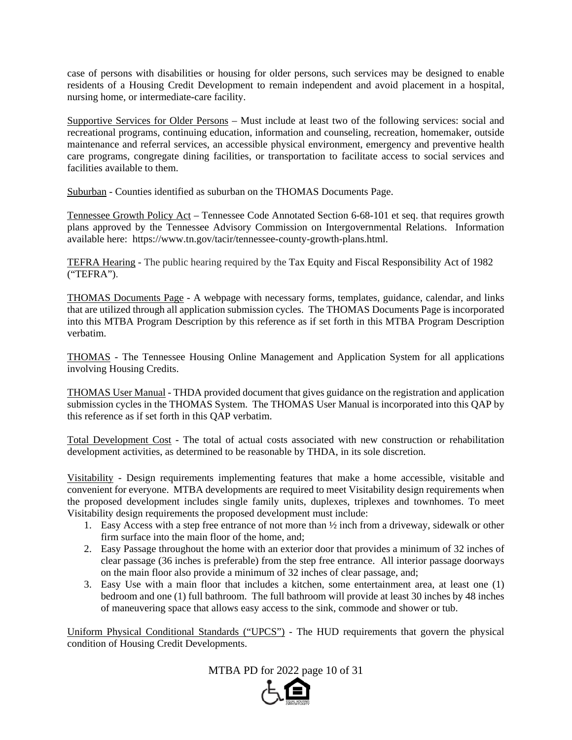case of persons with disabilities or housing for older persons, such services may be designed to enable residents of a Housing Credit Development to remain independent and avoid placement in a hospital, nursing home, or intermediate-care facility.

<u>Supportive Services for Older Persons</u> – Must include at least two of the following services: social and recreational programs, continuing education, information and counseling, recreation, homemaker, outside maintenance and referral services, an accessible physical environment, emergency and preventive health care programs, congregate dining facilities, or transportation to facilitate access to social services and facilities available to them.

<u>Suburban</u> - Counties identified as suburban on the THOMAS Documents Page.

<u>Tennessee Growth Policy Act</u> – Tennessee Code Annotated Section 6-68-101 et seq. that requires growth plans approved by the Tennessee Advisory Commission on Intergovernmental Relations. Information available here: https://www.tn.gov/tacir/tennessee-county-growth-plans.html.

<u>TEFRA Hearing</u> - The public hearing required by the Tax Equity and Fiscal Responsibility Act of 1982 ("TEFRA").

<u>THOMAS Documents Page</u> - A webpage with necessary forms, templates, guidance, calendar, and links that are utilized through all application submission cycles. The THOMAS Documents Page is incorporated into this MTBA Program Description by this reference as if set forth in this MTBA Program Description verbatim.

<u>THOMAS</u> - The Tennessee Housing Online Management and Application System for all applications involving Housing Credits.

<u>THOMAS User Manual</u> - THDA provided document that gives guidance on the registration and application submission cycles in the THOMAS System. The THOMAS User Manual is incorporated into this QAP by this reference as if set forth in this QAP verbatim.

<u>Total Development Cost</u> - The total of actual costs associated with new construction or rehabilitation development activities, as determined to be reasonable by THDA, in its sole discretion.

<u>Visitability</u> - Design requirements implementing features that make a home accessible, visitable and convenient for everyone. MTBA developments are required to meet Visitability design requirements when the proposed development includes single family units, duplexes, triplexes and townhomes. To meet Visitability design requirements the proposed development must include:

1. Easy Access with a step free entrance of not more than ½ inch from a driveway, sidewalk or other firm surface into the main floor of the home, and;
2. Easy Passage throughout the home with an exterior door that provides a minimum of 32 inches of clear passage (36 inches is preferable) from the step free entrance. All interior passage doorways on the main floor also provide a minimum of 32 inches of clear passage, and;
3. Easy Use with a main floor that includes a kitchen, some entertainment area, at least one (1) bedroom and one (1) full bathroom. The full bathroom will provide at least 30 inches by 48 inches of maneuvering space that allows easy access to the sink, commode and shower or tub.

<u>Uniform Physical Conditional Standards ("UPCS")</u> - The HUD requirements that govern the physical condition of Housing Credit Developments.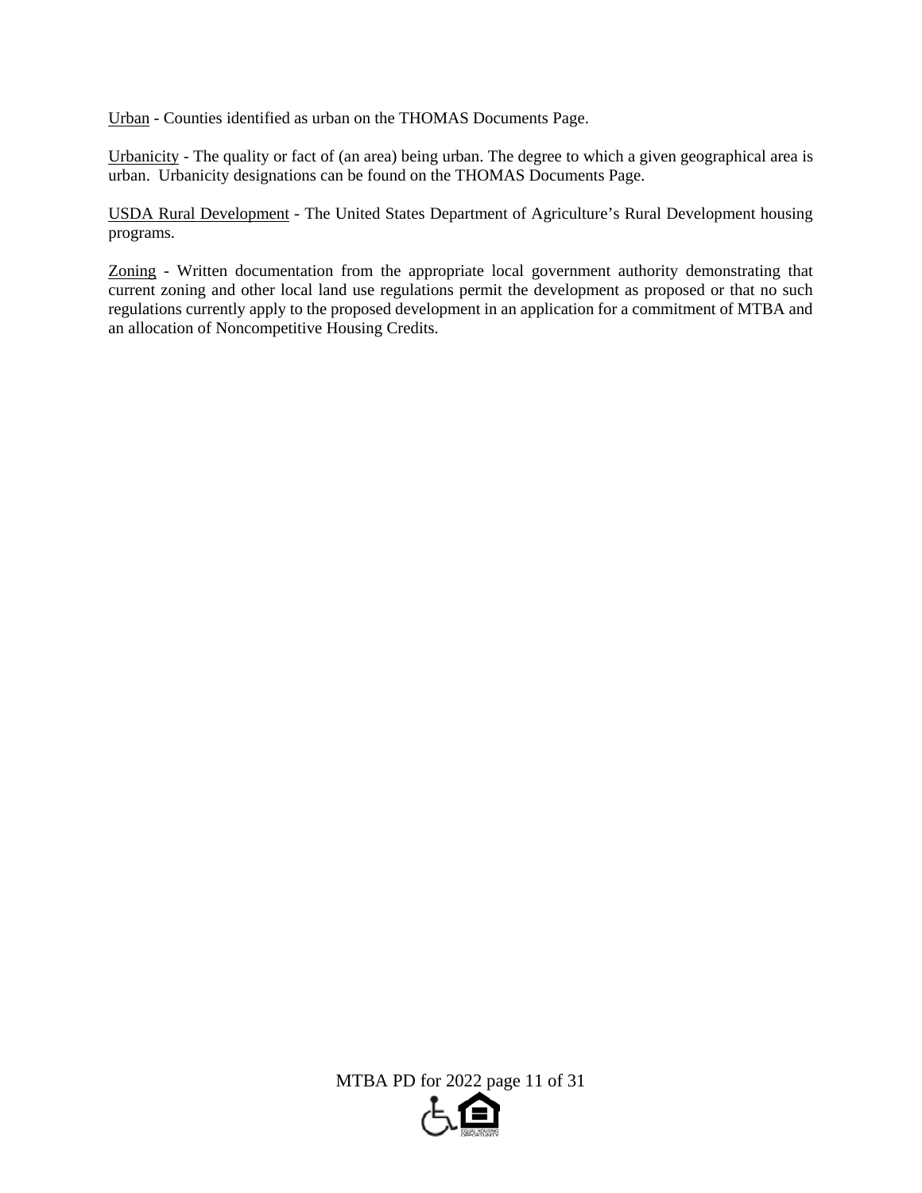<u>Urban</u> - Counties identified as urban on the THOMAS Documents Page.

<u>Urbanicity</u> - The quality or fact of (an area) being urban. The degree to which a given geographical area is urban. Urbanicity designations can be found on the THOMAS Documents Page.

<u>USDA Rural Development</u> - The United States Department of Agriculture's Rural Development housing programs.

<u>Zoning</u> - Written documentation from the appropriate local government authority demonstrating that current zoning and other local land use regulations permit the development as proposed or that no such regulations currently apply to the proposed development in an application for a commitment of MTBA and an allocation of Noncompetitive Housing Credits.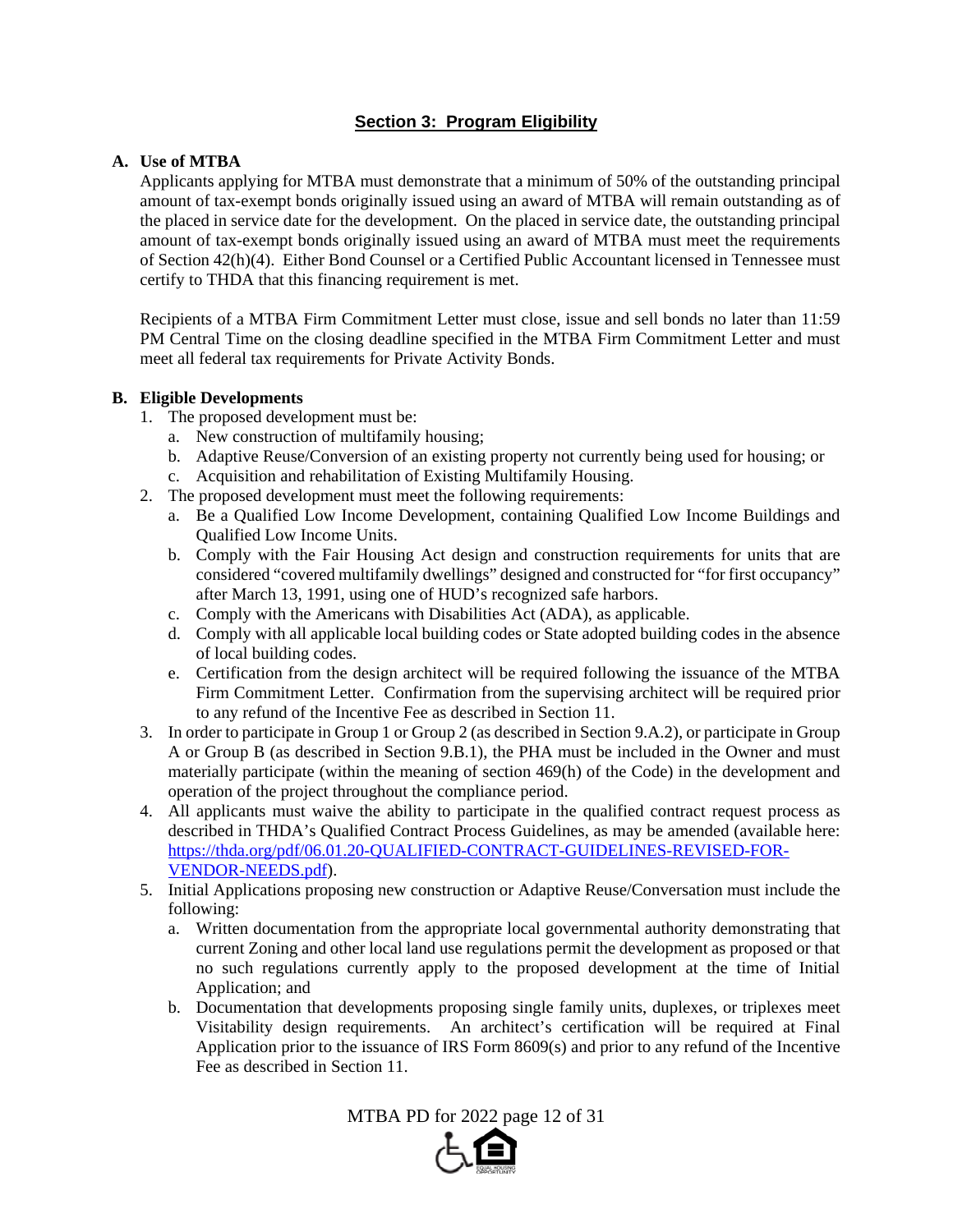## Section 3: Program Eligibility

**A. Use of MTBA**

Applicants applying for MTBA must demonstrate that a minimum of 50% of the outstanding principal amount of tax-exempt bonds originally issued using an award of MTBA will remain outstanding as of the placed in service date for the development. On the placed in service date, the outstanding principal amount of tax-exempt bonds originally issued using an award of MTBA must meet the requirements of Section 42(h)(4). Either Bond Counsel or a Certified Public Accountant licensed in Tennessee must certify to THDA that this financing requirement is met.

Recipients of a MTBA Firm Commitment Letter must close, issue and sell bonds no later than 11:59 PM Central Time on the closing deadline specified in the MTBA Firm Commitment Letter and must meet all federal tax requirements for Private Activity Bonds.

**B. Eligible Developments**

1. The proposed development must be:
   a. New construction of multifamily housing;
   b. Adaptive Reuse/Conversion of an existing property not currently being used for housing; or
   c. Acquisition and rehabilitation of Existing Multifamily Housing.
2. The proposed development must meet the following requirements:
   a. Be a Qualified Low Income Development, containing Qualified Low Income Buildings and Qualified Low Income Units.
   b. Comply with the Fair Housing Act design and construction requirements for units that are considered "covered multifamily dwellings" designed and constructed for "for first occupancy" after March 13, 1991, using one of HUD's recognized safe harbors.
   c. Comply with the Americans with Disabilities Act (ADA), as applicable.
   d. Comply with all applicable local building codes or State adopted building codes in the absence of local building codes.
   e. Certification from the design architect will be required following the issuance of the MTBA Firm Commitment Letter. Confirmation from the supervising architect will be required prior to any refund of the Incentive Fee as described in Section 11.
3. In order to participate in Group 1 or Group 2 (as described in Section 9.A.2), or participate in Group A or Group B (as described in Section 9.B.1), the PHA must be included in the Owner and must materially participate (within the meaning of section 469(h) of the Code) in the development and operation of the project throughout the compliance period.
4. All applicants must waive the ability to participate in the qualified contract request process as described in THDA's Qualified Contract Process Guidelines, as may be amended (available here: [https://thda.org/pdf/06.01.20-QUALIFIED-CONTRACT-GUIDELINES-REVISED-FOR-VENDOR-NEEDS.pdf](https://thda.org/pdf/06.01.20-QUALIFIED-CONTRACT-GUIDELINES-REVISED-FOR-VENDOR-NEEDS.pdf)).
5. Initial Applications proposing new construction or Adaptive Reuse/Conversation must include the following:
   a. Written documentation from the appropriate local governmental authority demonstrating that current Zoning and other local land use regulations permit the development as proposed or that no such regulations currently apply to the proposed development at the time of Initial Application; and
   b. Documentation that developments proposing single family units, duplexes, or triplexes meet Visitability design requirements. An architect's certification will be required at Final Application prior to the issuance of IRS Form 8609(s) and prior to any refund of the Incentive Fee as described in Section 11.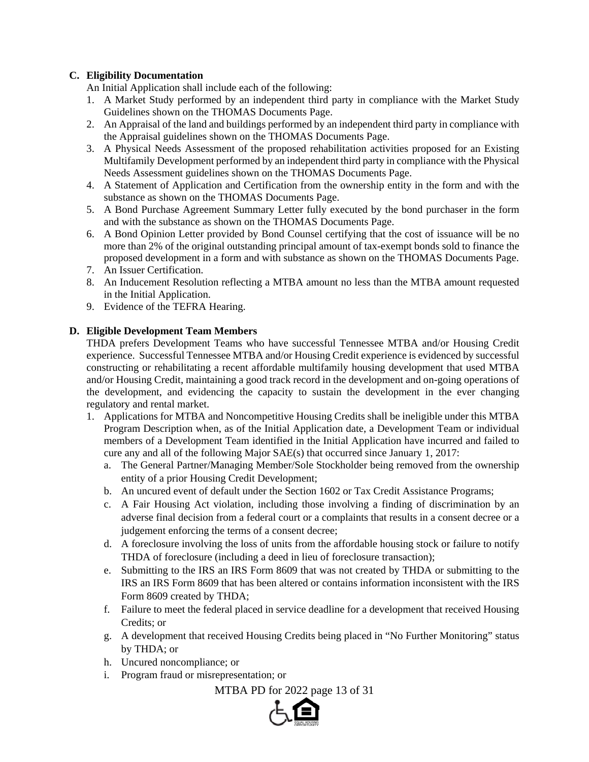**C. Eligibility Documentation**

An Initial Application shall include each of the following:

1. A Market Study performed by an independent third party in compliance with the Market Study Guidelines shown on the THOMAS Documents Page.
2. An Appraisal of the land and buildings performed by an independent third party in compliance with the Appraisal guidelines shown on the THOMAS Documents Page.
3. A Physical Needs Assessment of the proposed rehabilitation activities proposed for an Existing Multifamily Development performed by an independent third party in compliance with the Physical Needs Assessment guidelines shown on the THOMAS Documents Page.
4. A Statement of Application and Certification from the ownership entity in the form and with the substance as shown on the THOMAS Documents Page.
5. A Bond Purchase Agreement Summary Letter fully executed by the bond purchaser in the form and with the substance as shown on the THOMAS Documents Page.
6. A Bond Opinion Letter provided by Bond Counsel certifying that the cost of issuance will be no more than 2% of the original outstanding principal amount of tax-exempt bonds sold to finance the proposed development in a form and with substance as shown on the THOMAS Documents Page.
7. An Issuer Certification.
8. An Inducement Resolution reflecting a MTBA amount no less than the MTBA amount requested in the Initial Application.
9. Evidence of the TEFRA Hearing.

**D. Eligible Development Team Members**

THDA prefers Development Teams who have successful Tennessee MTBA and/or Housing Credit experience. Successful Tennessee MTBA and/or Housing Credit experience is evidenced by successful constructing or rehabilitating a recent affordable multifamily housing development that used MTBA and/or Housing Credit, maintaining a good track record in the development and on-going operations of the development, and evidencing the capacity to sustain the development in the ever changing regulatory and rental market.

1. Applications for MTBA and Noncompetitive Housing Credits shall be ineligible under this MTBA Program Description when, as of the Initial Application date, a Development Team or individual members of a Development Team identified in the Initial Application have incurred and failed to cure any and all of the following Major SAE(s) that occurred since January 1, 2017:
   a. The General Partner/Managing Member/Sole Stockholder being removed from the ownership entity of a prior Housing Credit Development;
   b. An uncured event of default under the Section 1602 or Tax Credit Assistance Programs;
   c. A Fair Housing Act violation, including those involving a finding of discrimination by an adverse final decision from a federal court or a complaints that results in a consent decree or a judgement enforcing the terms of a consent decree;
   d. A foreclosure involving the loss of units from the affordable housing stock or failure to notify THDA of foreclosure (including a deed in lieu of foreclosure transaction);
   e. Submitting to the IRS an IRS Form 8609 that was not created by THDA or submitting to the IRS an IRS Form 8609 that has been altered or contains information inconsistent with the IRS Form 8609 created by THDA;
   f. Failure to meet the federal placed in service deadline for a development that received Housing Credits; or
   g. A development that received Housing Credits being placed in "No Further Monitoring" status by THDA; or
   h. Uncured noncompliance; or
   i. Program fraud or misrepresentation; or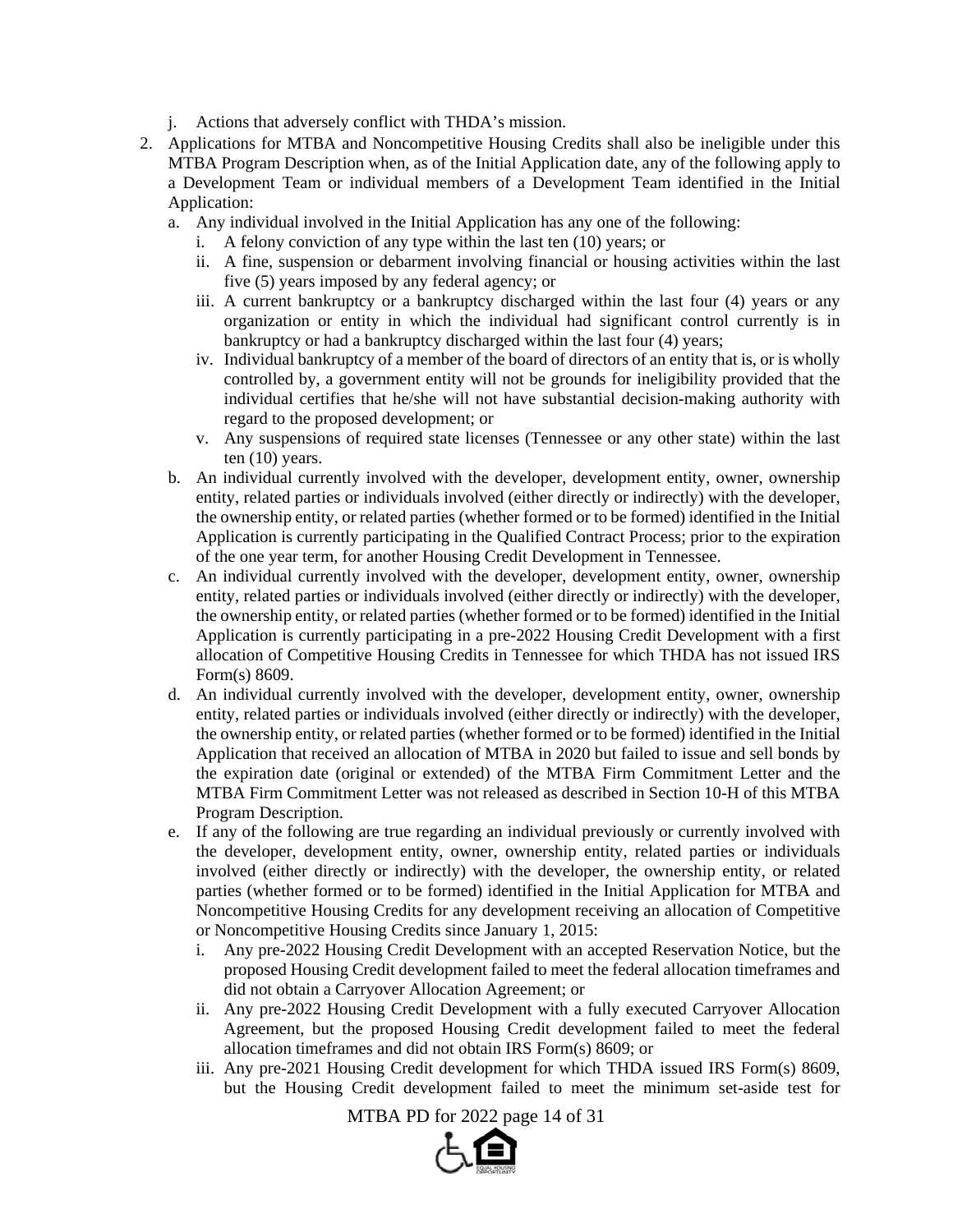j. Actions that adversely conflict with THDA's mission.

2. Applications for MTBA and Noncompetitive Housing Credits shall also be ineligible under this MTBA Program Description when, as of the Initial Application date, any of the following apply to a Development Team or individual members of a Development Team identified in the Initial Application:
   a. Any individual involved in the Initial Application has any one of the following:
      i. A felony conviction of any type within the last ten (10) years; or
      ii. A fine, suspension or debarment involving financial or housing activities within the last five (5) years imposed by any federal agency; or
      iii. A current bankruptcy or a bankruptcy discharged within the last four (4) years or any organization or entity in which the individual had significant control currently is in bankruptcy or had a bankruptcy discharged within the last four (4) years;
      iv. Individual bankruptcy of a member of the board of directors of an entity that is, or is wholly controlled by, a government entity will not be grounds for ineligibility provided that the individual certifies that he/she will not have substantial decision-making authority with regard to the proposed development; or
      v. Any suspensions of required state licenses (Tennessee or any other state) within the last ten (10) years.
   b. An individual currently involved with the developer, development entity, owner, ownership entity, related parties or individuals involved (either directly or indirectly) with the developer, the ownership entity, or related parties (whether formed or to be formed) identified in the Initial Application is currently participating in the Qualified Contract Process; prior to the expiration of the one year term, for another Housing Credit Development in Tennessee.
   c. An individual currently involved with the developer, development entity, owner, ownership entity, related parties or individuals involved (either directly or indirectly) with the developer, the ownership entity, or related parties (whether formed or to be formed) identified in the Initial Application is currently participating in a pre-2022 Housing Credit Development with a first allocation of Competitive Housing Credits in Tennessee for which THDA has not issued IRS Form(s) 8609.
   d. An individual currently involved with the developer, development entity, owner, ownership entity, related parties or individuals involved (either directly or indirectly) with the developer, the ownership entity, or related parties (whether formed or to be formed) identified in the Initial Application that received an allocation of MTBA in 2020 but failed to issue and sell bonds by the expiration date (original or extended) of the MTBA Firm Commitment Letter and the MTBA Firm Commitment Letter was not released as described in Section 10-H of this MTBA Program Description.
   e. If any of the following are true regarding an individual previously or currently involved with the developer, development entity, owner, ownership entity, related parties or individuals involved (either directly or indirectly) with the developer, the ownership entity, or related parties (whether formed or to be formed) identified in the Initial Application for MTBA and Noncompetitive Housing Credits for any development receiving an allocation of Competitive or Noncompetitive Housing Credits since January 1, 2015:
      i. Any pre-2022 Housing Credit Development with an accepted Reservation Notice, but the proposed Housing Credit development failed to meet the federal allocation timeframes and did not obtain a Carryover Allocation Agreement; or
      ii. Any pre-2022 Housing Credit Development with a fully executed Carryover Allocation Agreement, but the proposed Housing Credit development failed to meet the federal allocation timeframes and did not obtain IRS Form(s) 8609; or
      iii. Any pre-2021 Housing Credit development for which THDA issued IRS Form(s) 8609, but the Housing Credit development failed to meet the minimum set-aside test for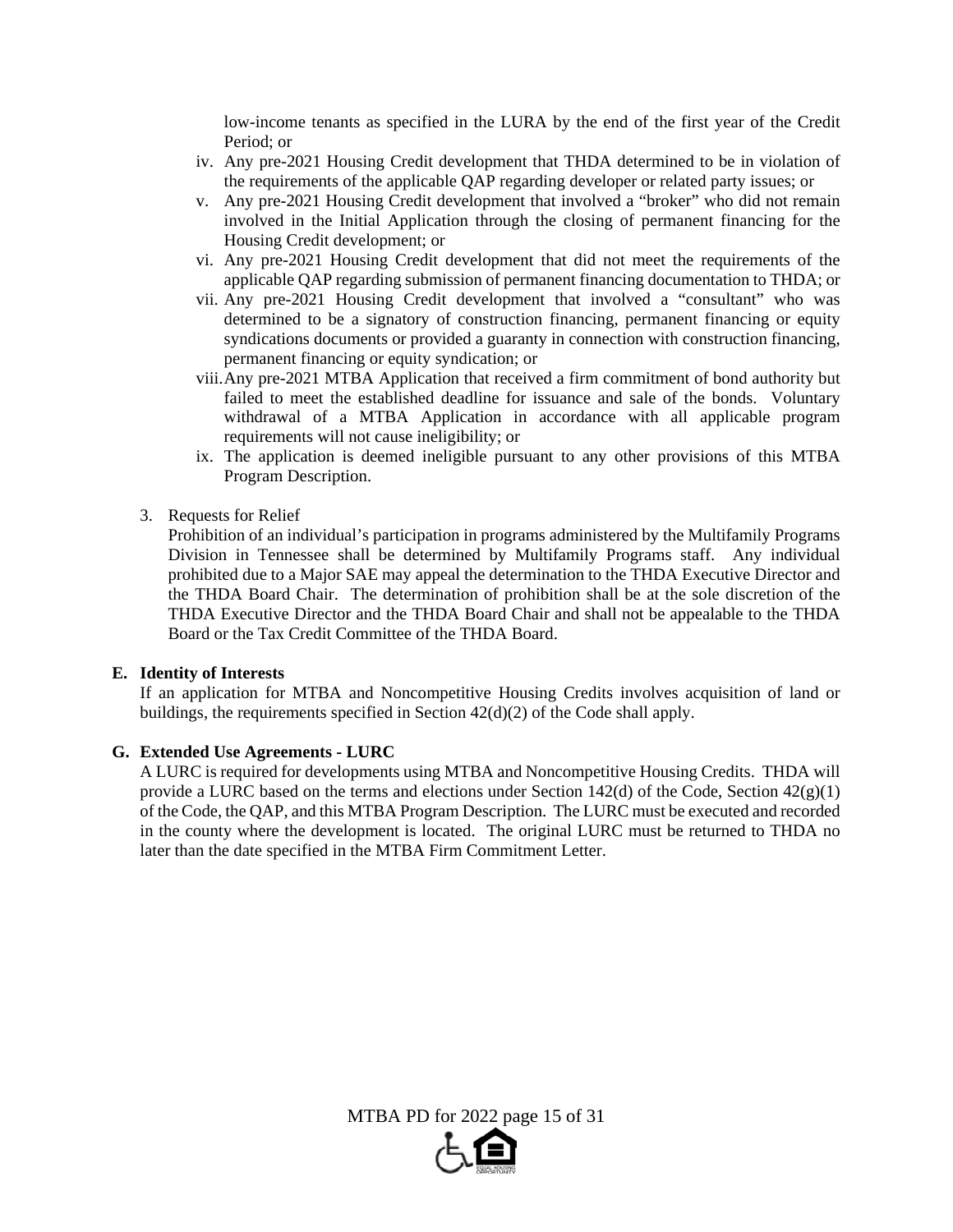low-income tenants as specified in the LURA by the end of the first year of the Credit Period; or

iv. Any pre-2021 Housing Credit development that THDA determined to be in violation of the requirements of the applicable QAP regarding developer or related party issues; or

v. Any pre-2021 Housing Credit development that involved a "broker" who did not remain involved in the Initial Application through the closing of permanent financing for the Housing Credit development; or

vi. Any pre-2021 Housing Credit development that did not meet the requirements of the applicable QAP regarding submission of permanent financing documentation to THDA; or

vii. Any pre-2021 Housing Credit development that involved a "consultant" who was determined to be a signatory of construction financing, permanent financing or equity syndications documents or provided a guaranty in connection with construction financing, permanent financing or equity syndication; or

viii. Any pre-2021 MTBA Application that received a firm commitment of bond authority but failed to meet the established deadline for issuance and sale of the bonds. Voluntary withdrawal of a MTBA Application in accordance with all applicable program requirements will not cause ineligibility; or

ix. The application is deemed ineligible pursuant to any other provisions of this MTBA Program Description.

3. Requests for Relief

   Prohibition of an individual's participation in programs administered by the Multifamily Programs Division in Tennessee shall be determined by Multifamily Programs staff. Any individual prohibited due to a Major SAE may appeal the determination to the THDA Executive Director and the THDA Board Chair. The determination of prohibition shall be at the sole discretion of the THDA Executive Director and the THDA Board Chair and shall not be appealable to the THDA Board or the Tax Credit Committee of the THDA Board.

**E. Identity of Interests**

If an application for MTBA and Noncompetitive Housing Credits involves acquisition of land or buildings, the requirements specified in Section 42(d)(2) of the Code shall apply.

**G. Extended Use Agreements - LURC**

A LURC is required for developments using MTBA and Noncompetitive Housing Credits. THDA will provide a LURC based on the terms and elections under Section 142(d) of the Code, Section 42(g)(1) of the Code, the QAP, and this MTBA Program Description. The LURC must be executed and recorded in the county where the development is located. The original LURC must be returned to THDA no later than the date specified in the MTBA Firm Commitment Letter.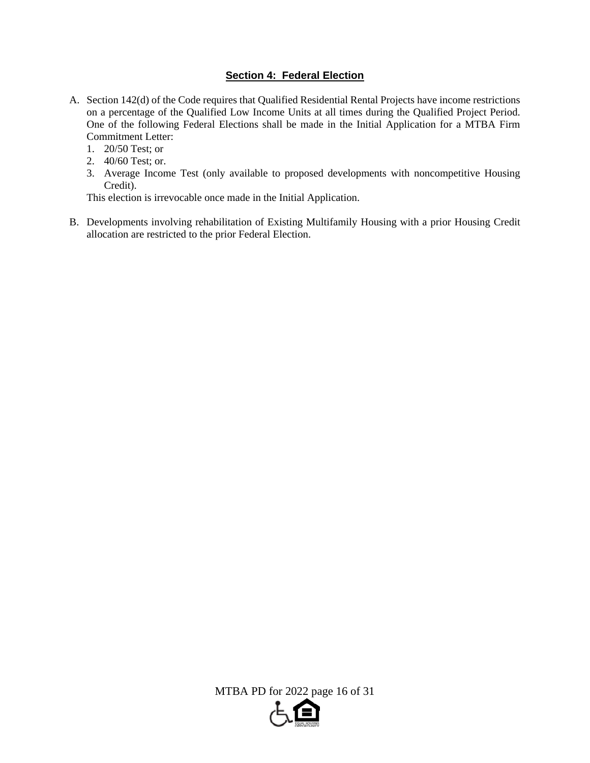## Section 4: Federal Election

A. Section 142(d) of the Code requires that Qualified Residential Rental Projects have income restrictions on a percentage of the Qualified Low Income Units at all times during the Qualified Project Period. One of the following Federal Elections shall be made in the Initial Application for a MTBA Firm Commitment Letter:
   1. 20/50 Test; or
   2. 40/60 Test; or.
   3. Average Income Test (only available to proposed developments with noncompetitive Housing Credit).

   This election is irrevocable once made in the Initial Application.

B. Developments involving rehabilitation of Existing Multifamily Housing with a prior Housing Credit allocation are restricted to the prior Federal Election.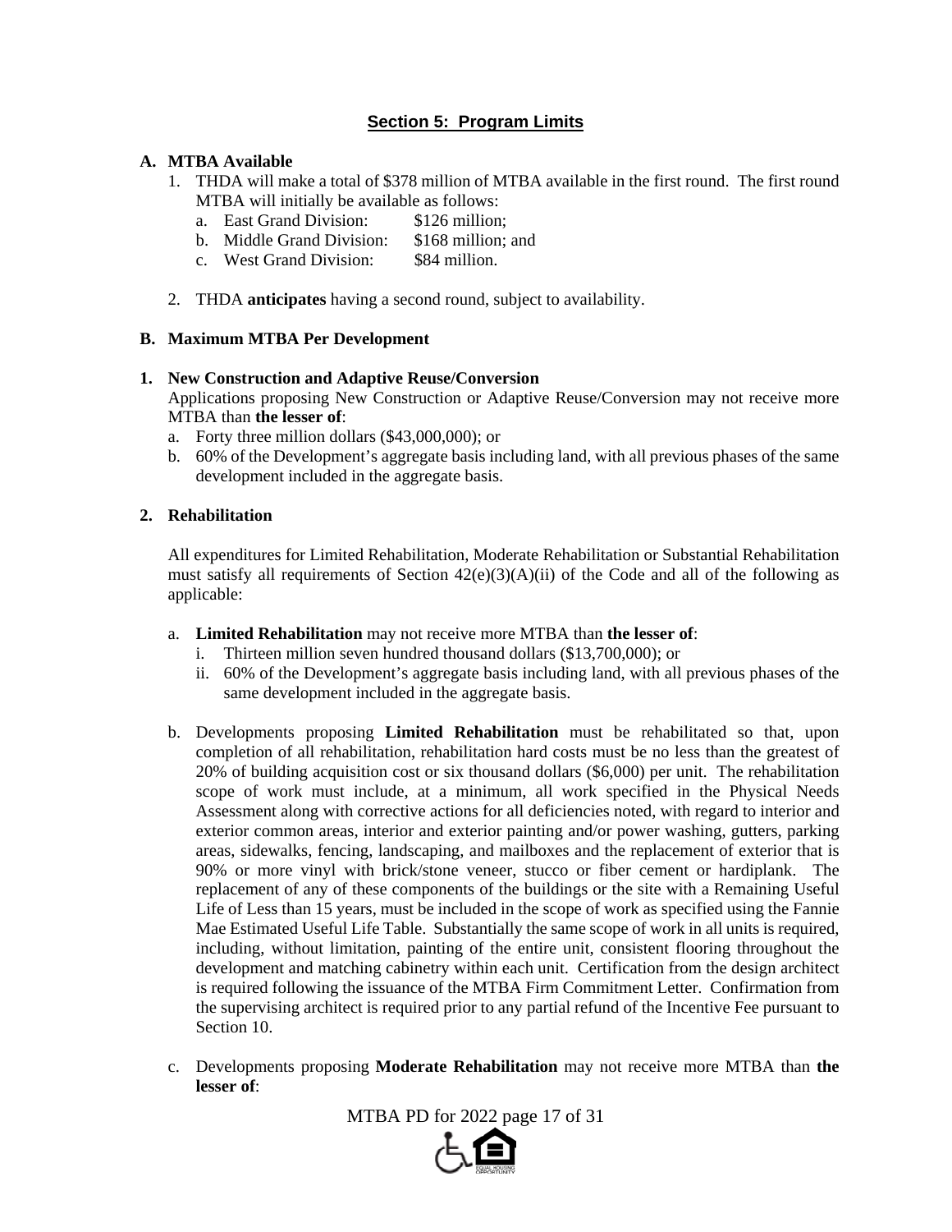## Section 5: Program Limits

**A. MTBA Available**

1. THDA will make a total of $378 million of MTBA available in the first round. The first round MTBA will initially be available as follows:
   a. East Grand Division: $126 million;
   b. Middle Grand Division: $168 million; and
   c. West Grand Division: $84 million.

2. THDA **anticipates** having a second round, subject to availability.

**B. Maximum MTBA Per Development**

**1. New Construction and Adaptive Reuse/Conversion**

Applications proposing New Construction or Adaptive Reuse/Conversion may not receive more MTBA than **the lesser of**:

a. Forty three million dollars ($43,000,000); or
b. 60% of the Development's aggregate basis including land, with all previous phases of the same development included in the aggregate basis.

**2. Rehabilitation**

All expenditures for Limited Rehabilitation, Moderate Rehabilitation or Substantial Rehabilitation must satisfy all requirements of Section 42(e)(3)(A)(ii) of the Code and all of the following as applicable:

a. **Limited Rehabilitation** may not receive more MTBA than **the lesser of**:
   i. Thirteen million seven hundred thousand dollars ($13,700,000); or
   ii. 60% of the Development's aggregate basis including land, with all previous phases of the same development included in the aggregate basis.

b. Developments proposing **Limited Rehabilitation** must be rehabilitated so that, upon completion of all rehabilitation, rehabilitation hard costs must be no less than the greatest of 20% of building acquisition cost or six thousand dollars ($6,000) per unit. The rehabilitation scope of work must include, at a minimum, all work specified in the Physical Needs Assessment along with corrective actions for all deficiencies noted, with regard to interior and exterior common areas, interior and exterior painting and/or power washing, gutters, parking areas, sidewalks, fencing, landscaping, and mailboxes and the replacement of exterior that is 90% or more vinyl with brick/stone veneer, stucco or fiber cement or hardiplank. The replacement of any of these components of the buildings or the site with a Remaining Useful Life of Less than 15 years, must be included in the scope of work as specified using the Fannie Mae Estimated Useful Life Table. Substantially the same scope of work in all units is required, including, without limitation, painting of the entire unit, consistent flooring throughout the development and matching cabinetry within each unit. Certification from the design architect is required following the issuance of the MTBA Firm Commitment Letter. Confirmation from the supervising architect is required prior to any partial refund of the Incentive Fee pursuant to Section 10.

c. Developments proposing **Moderate Rehabilitation** may not receive more MTBA than **the lesser of**: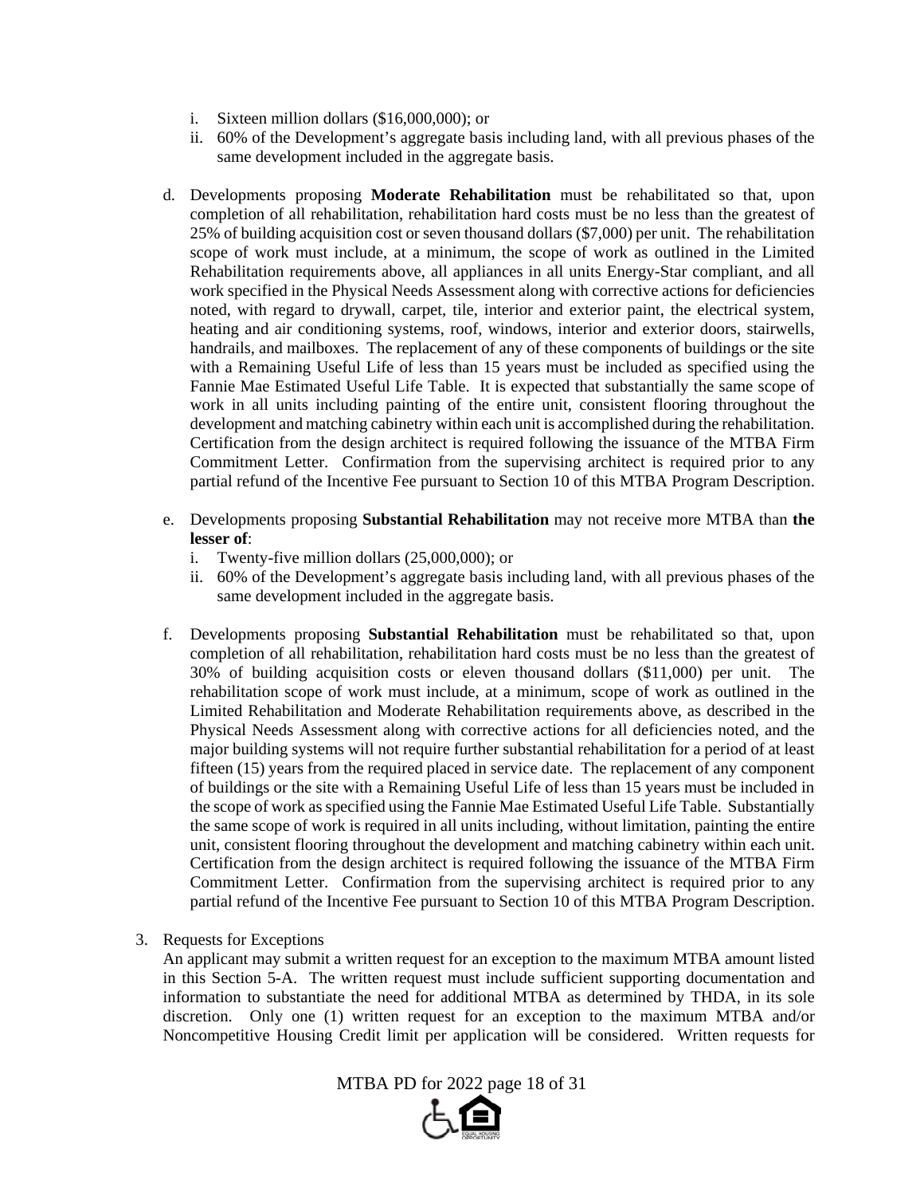- i. Sixteen million dollars ($16,000,000); or
   - ii. 60% of the Development's aggregate basis including land, with all previous phases of the same development included in the aggregate basis.

d. Developments proposing **Moderate Rehabilitation** must be rehabilitated so that, upon completion of all rehabilitation, rehabilitation hard costs must be no less than the greatest of 25% of building acquisition cost or seven thousand dollars ($7,000) per unit. The rehabilitation scope of work must include, at a minimum, the scope of work as outlined in the Limited Rehabilitation requirements above, all appliances in all units Energy-Star compliant, and all work specified in the Physical Needs Assessment along with corrective actions for deficiencies noted, with regard to drywall, carpet, tile, interior and exterior paint, the electrical system, heating and air conditioning systems, roof, windows, interior and exterior doors, stairwells, handrails, and mailboxes. The replacement of any of these components of buildings or the site with a Remaining Useful Life of less than 15 years must be included as specified using the Fannie Mae Estimated Useful Life Table. It is expected that substantially the same scope of work in all units including painting of the entire unit, consistent flooring throughout the development and matching cabinetry within each unit is accomplished during the rehabilitation. Certification from the design architect is required following the issuance of the MTBA Firm Commitment Letter. Confirmation from the supervising architect is required prior to any partial refund of the Incentive Fee pursuant to Section 10 of this MTBA Program Description.

e. Developments proposing **Substantial Rehabilitation** may not receive more MTBA than **the lesser of**:
   - i. Twenty-five million dollars (25,000,000); or
   - ii. 60% of the Development's aggregate basis including land, with all previous phases of the same development included in the aggregate basis.

f. Developments proposing **Substantial Rehabilitation** must be rehabilitated so that, upon completion of all rehabilitation, rehabilitation hard costs must be no less than the greatest of 30% of building acquisition costs or eleven thousand dollars ($11,000) per unit. The rehabilitation scope of work must include, at a minimum, scope of work as outlined in the Limited Rehabilitation and Moderate Rehabilitation requirements above, as described in the Physical Needs Assessment along with corrective actions for all deficiencies noted, and the major building systems will not require further substantial rehabilitation for a period of at least fifteen (15) years from the required placed in service date. The replacement of any component of buildings or the site with a Remaining Useful Life of less than 15 years must be included in the scope of work as specified using the Fannie Mae Estimated Useful Life Table. Substantially the same scope of work is required in all units including, without limitation, painting the entire unit, consistent flooring throughout the development and matching cabinetry within each unit. Certification from the design architect is required following the issuance of the MTBA Firm Commitment Letter. Confirmation from the supervising architect is required prior to any partial refund of the Incentive Fee pursuant to Section 10 of this MTBA Program Description.

3. Requests for Exceptions
   An applicant may submit a written request for an exception to the maximum MTBA amount listed in this Section 5-A. The written request must include sufficient supporting documentation and information to substantiate the need for additional MTBA as determined by THDA, in its sole discretion. Only one (1) written request for an exception to the maximum MTBA and/or Noncompetitive Housing Credit limit per application will be considered. Written requests for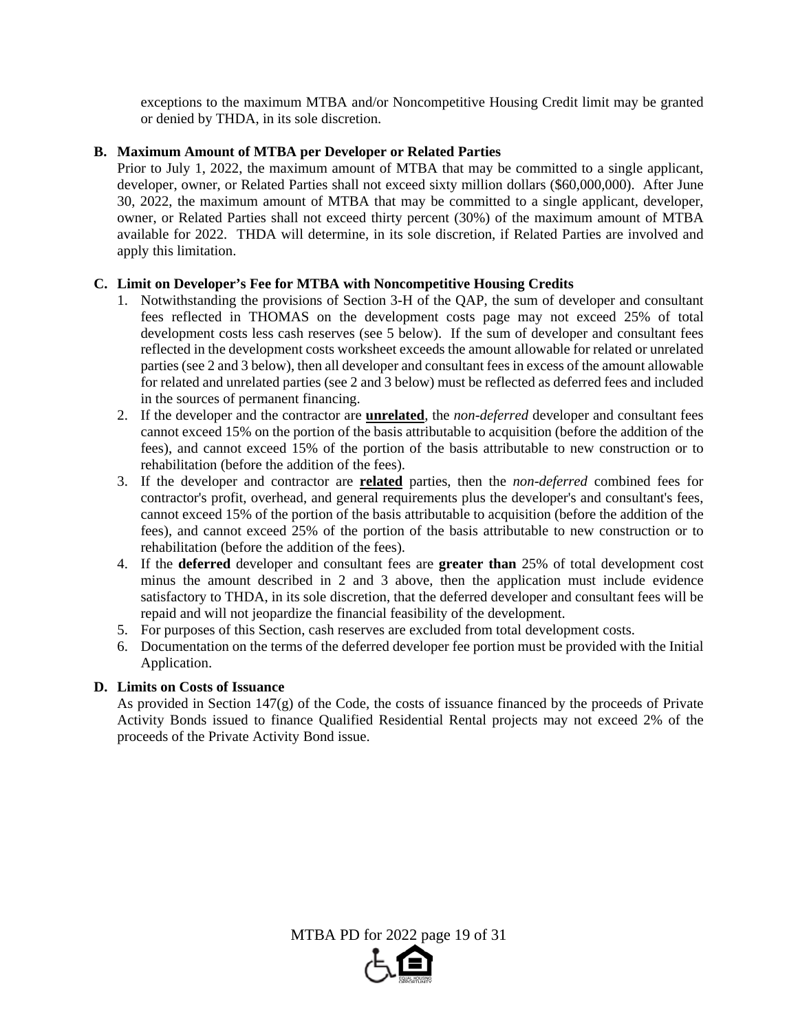exceptions to the maximum MTBA and/or Noncompetitive Housing Credit limit may be granted or denied by THDA, in its sole discretion.

**B. Maximum Amount of MTBA per Developer or Related Parties**

Prior to July 1, 2022, the maximum amount of MTBA that may be committed to a single applicant, developer, owner, or Related Parties shall not exceed sixty million dollars ($60,000,000). After June 30, 2022, the maximum amount of MTBA that may be committed to a single applicant, developer, owner, or Related Parties shall not exceed thirty percent (30%) of the maximum amount of MTBA available for 2022. THDA will determine, in its sole discretion, if Related Parties are involved and apply this limitation.

**C. Limit on Developer's Fee for MTBA with Noncompetitive Housing Credits**

1. Notwithstanding the provisions of Section 3-H of the QAP, the sum of developer and consultant fees reflected in THOMAS on the development costs page may not exceed 25% of total development costs less cash reserves (see 5 below). If the sum of developer and consultant fees reflected in the development costs worksheet exceeds the amount allowable for related or unrelated parties (see 2 and 3 below), then all developer and consultant fees in excess of the amount allowable for related and unrelated parties (see 2 and 3 below) must be reflected as deferred fees and included in the sources of permanent financing.
2. If the developer and the contractor are **unrelated**, the *non-deferred* developer and consultant fees cannot exceed 15% on the portion of the basis attributable to acquisition (before the addition of the fees), and cannot exceed 15% of the portion of the basis attributable to new construction or to rehabilitation (before the addition of the fees).
3. If the developer and contractor are **related** parties, then the *non-deferred* combined fees for contractor's profit, overhead, and general requirements plus the developer's and consultant's fees, cannot exceed 15% of the portion of the basis attributable to acquisition (before the addition of the fees), and cannot exceed 25% of the portion of the basis attributable to new construction or to rehabilitation (before the addition of the fees).
4. If the **deferred** developer and consultant fees are **greater than** 25% of total development cost minus the amount described in 2 and 3 above, then the application must include evidence satisfactory to THDA, in its sole discretion, that the deferred developer and consultant fees will be repaid and will not jeopardize the financial feasibility of the development.
5. For purposes of this Section, cash reserves are excluded from total development costs.
6. Documentation on the terms of the deferred developer fee portion must be provided with the Initial Application.

**D. Limits on Costs of Issuance**

As provided in Section 147(g) of the Code, the costs of issuance financed by the proceeds of Private Activity Bonds issued to finance Qualified Residential Rental projects may not exceed 2% of the proceeds of the Private Activity Bond issue.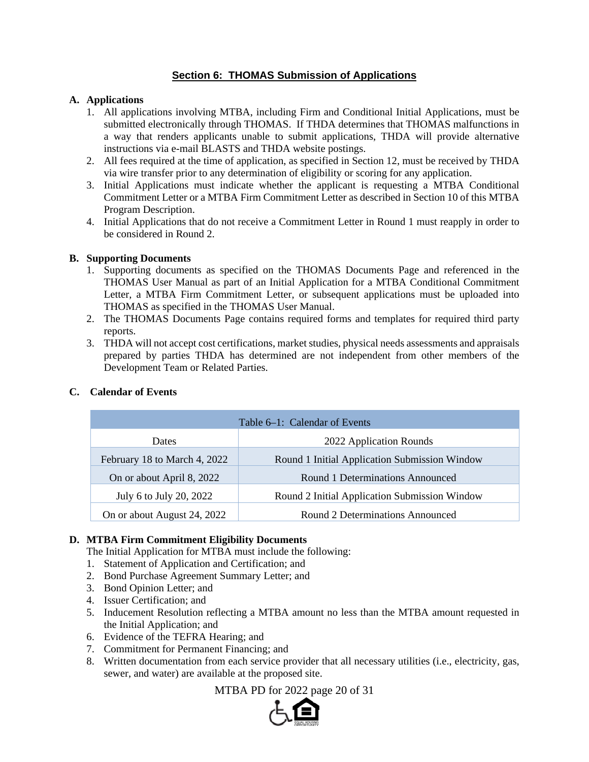## Section 6: THOMAS Submission of Applications

**A. Applications**

1. All applications involving MTBA, including Firm and Conditional Initial Applications, must be submitted electronically through THOMAS. If THDA determines that THOMAS malfunctions in a way that renders applicants unable to submit applications, THDA will provide alternative instructions via e-mail BLASTS and THDA website postings.
2. All fees required at the time of application, as specified in Section 12, must be received by THDA via wire transfer prior to any determination of eligibility or scoring for any application.
3. Initial Applications must indicate whether the applicant is requesting a MTBA Conditional Commitment Letter or a MTBA Firm Commitment Letter as described in Section 10 of this MTBA Program Description.
4. Initial Applications that do not receive a Commitment Letter in Round 1 must reapply in order to be considered in Round 2.

**B. Supporting Documents**

1. Supporting documents as specified on the THOMAS Documents Page and referenced in the THOMAS User Manual as part of an Initial Application for a MTBA Conditional Commitment Letter, a MTBA Firm Commitment Letter, or subsequent applications must be uploaded into THOMAS as specified in the THOMAS User Manual.
2. The THOMAS Documents Page contains required forms and templates for required third party reports.
3. THDA will not accept cost certifications, market studies, physical needs assessments and appraisals prepared by parties THDA has determined are not independent from other members of the Development Team or Related Parties.

**C. Calendar of Events**

Table 6–1: Calendar of Events

| Dates | 2022 Application Rounds |
|---|---|
| February 18 to March 4, 2022 | Round 1 Initial Application Submission Window |
| On or about April 8, 2022 | Round 1 Determinations Announced |
| July 6 to July 20, 2022 | Round 2 Initial Application Submission Window |
| On or about August 24, 2022 | Round 2 Determinations Announced |

**D. MTBA Firm Commitment Eligibility Documents**

The Initial Application for MTBA must include the following:

1. Statement of Application and Certification; and
2. Bond Purchase Agreement Summary Letter; and
3. Bond Opinion Letter; and
4. Issuer Certification; and
5. Inducement Resolution reflecting a MTBA amount no less than the MTBA amount requested in the Initial Application; and
6. Evidence of the TEFRA Hearing; and
7. Commitment for Permanent Financing; and
8. Written documentation from each service provider that all necessary utilities (i.e., electricity, gas, sewer, and water) are available at the proposed site.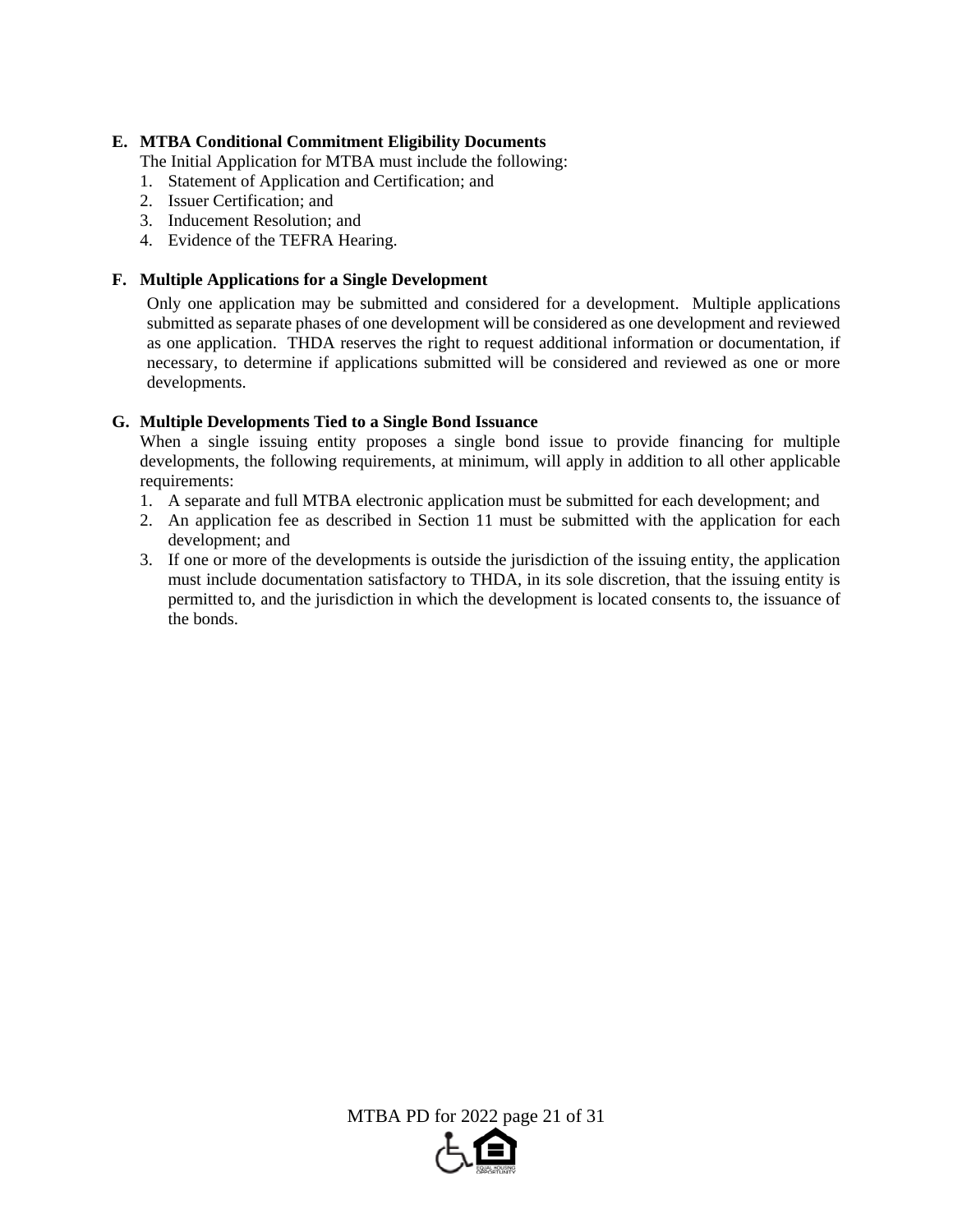**E. MTBA Conditional Commitment Eligibility Documents**

The Initial Application for MTBA must include the following:

1. Statement of Application and Certification; and
2. Issuer Certification; and
3. Inducement Resolution; and
4. Evidence of the TEFRA Hearing.

**F. Multiple Applications for a Single Development**

Only one application may be submitted and considered for a development. Multiple applications submitted as separate phases of one development will be considered as one development and reviewed as one application. THDA reserves the right to request additional information or documentation, if necessary, to determine if applications submitted will be considered and reviewed as one or more developments.

**G. Multiple Developments Tied to a Single Bond Issuance**

When a single issuing entity proposes a single bond issue to provide financing for multiple developments, the following requirements, at minimum, will apply in addition to all other applicable requirements:

1. A separate and full MTBA electronic application must be submitted for each development; and
2. An application fee as described in Section 11 must be submitted with the application for each development; and
3. If one or more of the developments is outside the jurisdiction of the issuing entity, the application must include documentation satisfactory to THDA, in its sole discretion, that the issuing entity is permitted to, and the jurisdiction in which the development is located consents to, the issuance of the bonds.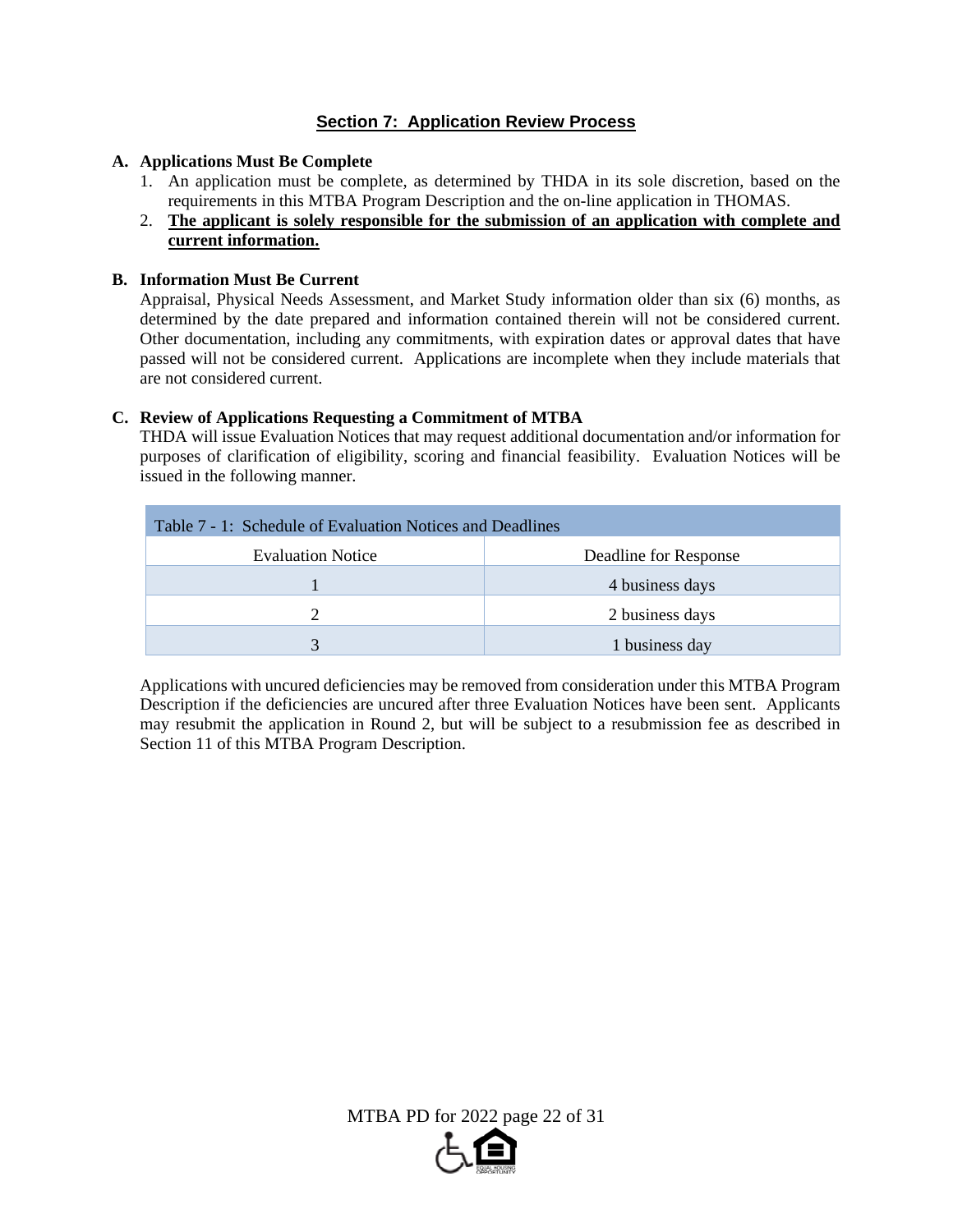## Section 7: Application Review Process

**A. Applications Must Be Complete**

1. An application must be complete, as determined by THDA in its sole discretion, based on the requirements in this MTBA Program Description and the on-line application in THOMAS.
2. **The applicant is solely responsible for the submission of an application with complete and current information.**

**B. Information Must Be Current**

Appraisal, Physical Needs Assessment, and Market Study information older than six (6) months, as determined by the date prepared and information contained therein will not be considered current. Other documentation, including any commitments, with expiration dates or approval dates that have passed will not be considered current. Applications are incomplete when they include materials that are not considered current.

**C. Review of Applications Requesting a Commitment of MTBA**

THDA will issue Evaluation Notices that may request additional documentation and/or information for purposes of clarification of eligibility, scoring and financial feasibility. Evaluation Notices will be issued in the following manner.

Table 7 - 1: Schedule of Evaluation Notices and Deadlines

| Evaluation Notice | Deadline for Response |
|---|---|
| 1 | 4 business days |
| 2 | 2 business days |
| 3 | 1 business day |

Applications with uncured deficiencies may be removed from consideration under this MTBA Program Description if the deficiencies are uncured after three Evaluation Notices have been sent. Applicants may resubmit the application in Round 2, but will be subject to a resubmission fee as described in Section 11 of this MTBA Program Description.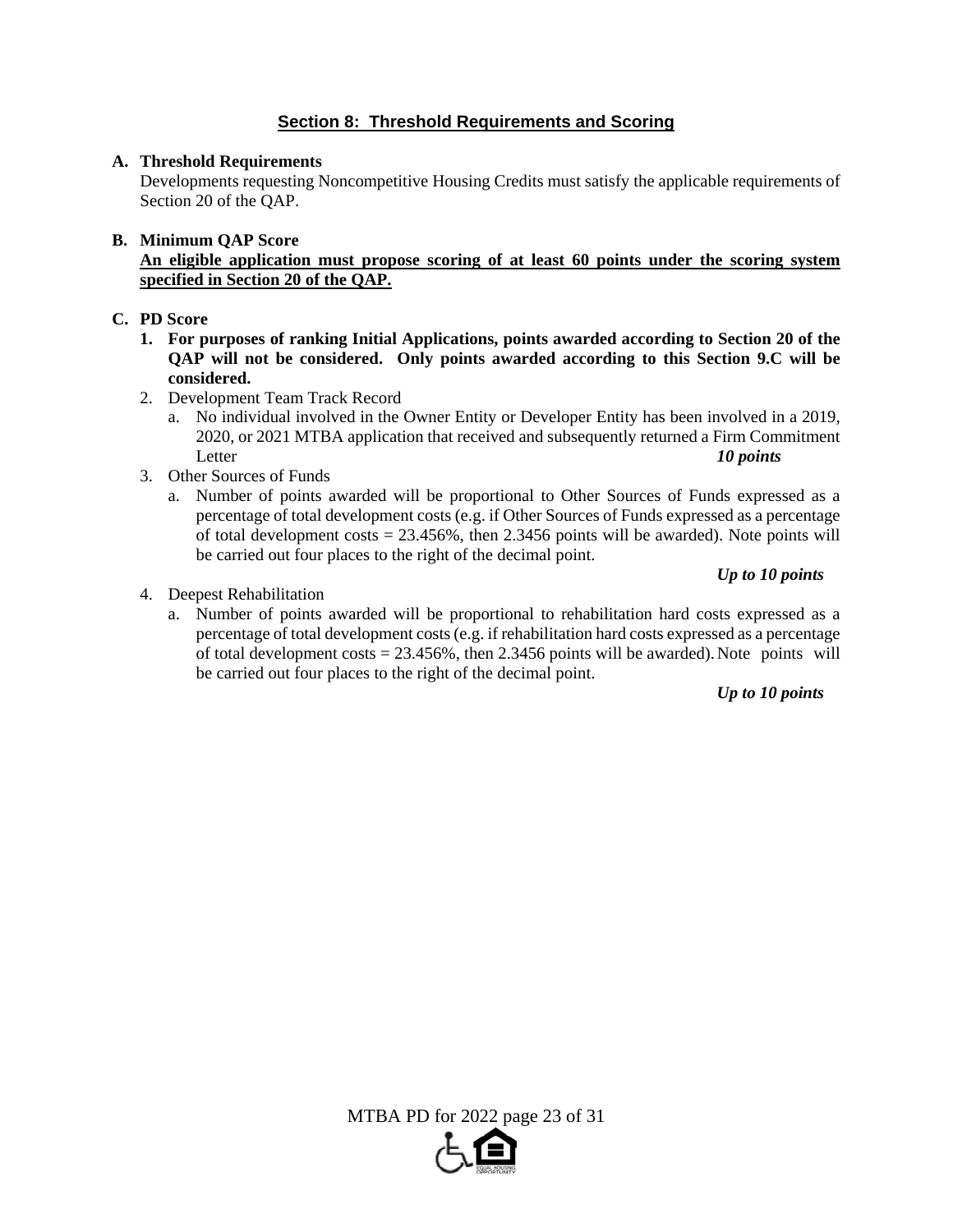## Section 8: Threshold Requirements and Scoring

**A. Threshold Requirements**

Developments requesting Noncompetitive Housing Credits must satisfy the applicable requirements of Section 20 of the QAP.

**B. Minimum QAP Score**

**An eligible application must propose scoring of at least 60 points under the scoring system specified in Section 20 of the QAP.**

**C. PD Score**

1. **For purposes of ranking Initial Applications, points awarded according to Section 20 of the QAP will not be considered. Only points awarded according to this Section 9.C will be considered.**
2. Development Team Track Record
   a. No individual involved in the Owner Entity or Developer Entity has been involved in a 2019, 2020, or 2021 MTBA application that received and subsequently returned a Firm Commitment Letter ***10 points***
3. Other Sources of Funds
   a. Number of points awarded will be proportional to Other Sources of Funds expressed as a percentage of total development costs (e.g. if Other Sources of Funds expressed as a percentage of total development costs = 23.456%, then 2.3456 points will be awarded). Note points will be carried out four places to the right of the decimal point.

      ***Up to 10 points***
4. Deepest Rehabilitation
   a. Number of points awarded will be proportional to rehabilitation hard costs expressed as a percentage of total development costs (e.g. if rehabilitation hard costs expressed as a percentage of total development costs = 23.456%, then 2.3456 points will be awarded). Note points will be carried out four places to the right of the decimal point.

      ***Up to 10 points***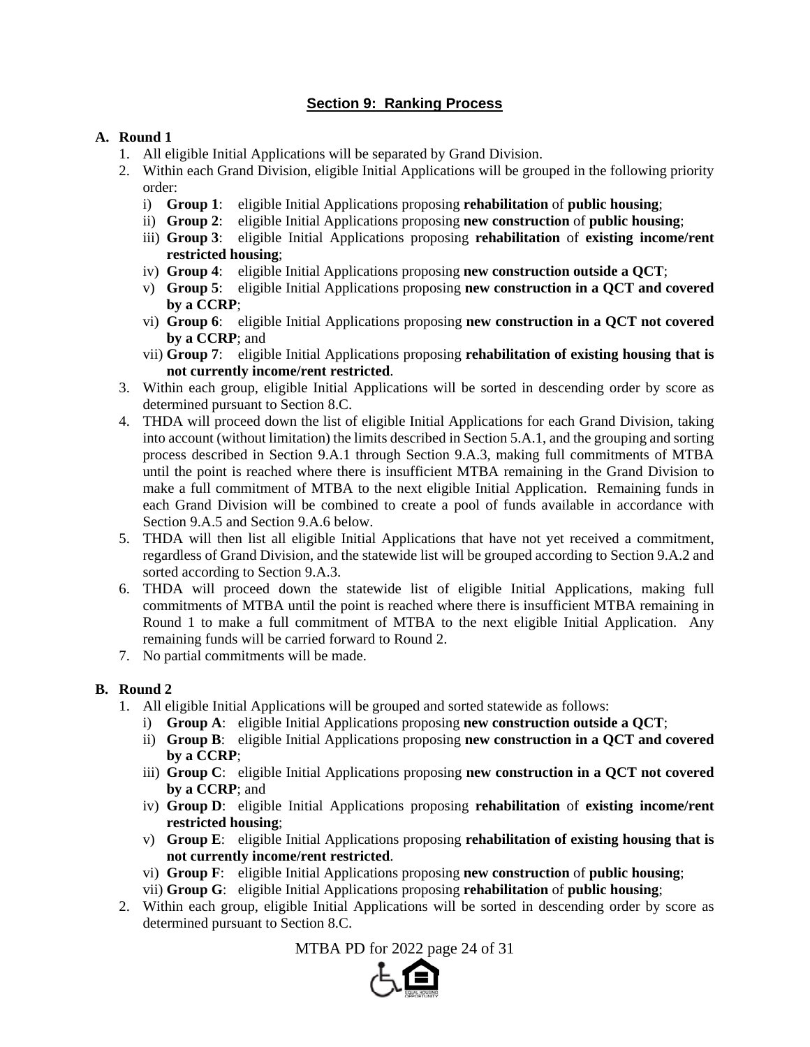## Section 9: Ranking Process

**A. Round 1**

1. All eligible Initial Applications will be separated by Grand Division.
2. Within each Grand Division, eligible Initial Applications will be grouped in the following priority order:
   i) **Group 1**: eligible Initial Applications proposing **rehabilitation** of **public housing**;
   ii) **Group 2**: eligible Initial Applications proposing **new construction** of **public housing**;
   iii) **Group 3**: eligible Initial Applications proposing **rehabilitation** of **existing income/rent restricted housing**;
   iv) **Group 4**: eligible Initial Applications proposing **new construction outside a QCT**;
   v) **Group 5**: eligible Initial Applications proposing **new construction in a QCT and covered by a CCRP**;
   vi) **Group 6**: eligible Initial Applications proposing **new construction in a QCT not covered by a CCRP**; and
   vii) **Group 7**: eligible Initial Applications proposing **rehabilitation of existing housing that is not currently income/rent restricted**.
3. Within each group, eligible Initial Applications will be sorted in descending order by score as determined pursuant to Section 8.C.
4. THDA will proceed down the list of eligible Initial Applications for each Grand Division, taking into account (without limitation) the limits described in Section 5.A.1, and the grouping and sorting process described in Section 9.A.1 through Section 9.A.3, making full commitments of MTBA until the point is reached where there is insufficient MTBA remaining in the Grand Division to make a full commitment of MTBA to the next eligible Initial Application. Remaining funds in each Grand Division will be combined to create a pool of funds available in accordance with Section 9.A.5 and Section 9.A.6 below.
5. THDA will then list all eligible Initial Applications that have not yet received a commitment, regardless of Grand Division, and the statewide list will be grouped according to Section 9.A.2 and sorted according to Section 9.A.3.
6. THDA will proceed down the statewide list of eligible Initial Applications, making full commitments of MTBA until the point is reached where there is insufficient MTBA remaining in Round 1 to make a full commitment of MTBA to the next eligible Initial Application. Any remaining funds will be carried forward to Round 2.
7. No partial commitments will be made.

**B. Round 2**

1. All eligible Initial Applications will be grouped and sorted statewide as follows:
   i) **Group A**: eligible Initial Applications proposing **new construction outside a QCT**;
   ii) **Group B**: eligible Initial Applications proposing **new construction in a QCT and covered by a CCRP**;
   iii) **Group C**: eligible Initial Applications proposing **new construction in a QCT not covered by a CCRP**; and
   iv) **Group D**: eligible Initial Applications proposing **rehabilitation** of **existing income/rent restricted housing**;
   v) **Group E**: eligible Initial Applications proposing **rehabilitation of existing housing that is not currently income/rent restricted**.
   vi) **Group F**: eligible Initial Applications proposing **new construction** of **public housing**;
   vii) **Group G**: eligible Initial Applications proposing **rehabilitation** of **public housing**;
2. Within each group, eligible Initial Applications will be sorted in descending order by score as determined pursuant to Section 8.C.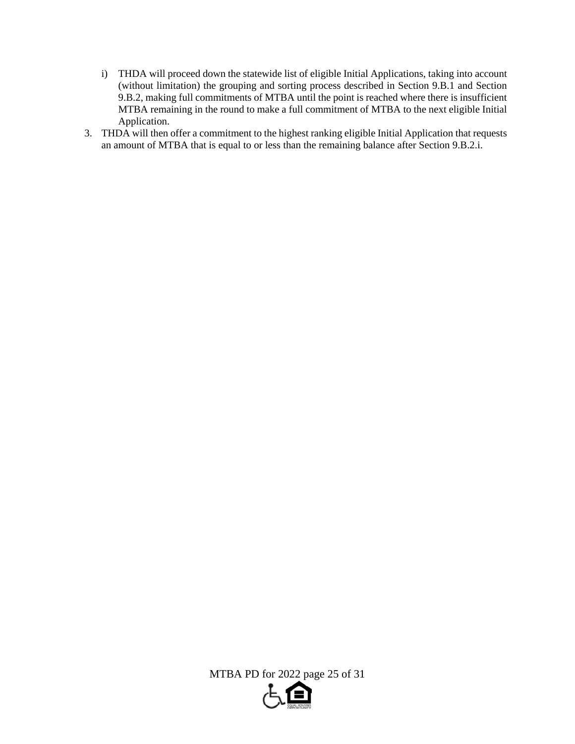i) THDA will proceed down the statewide list of eligible Initial Applications, taking into account (without limitation) the grouping and sorting process described in Section 9.B.1 and Section 9.B.2, making full commitments of MTBA until the point is reached where there is insufficient MTBA remaining in the round to make a full commitment of MTBA to the next eligible Initial Application.

3. THDA will then offer a commitment to the highest ranking eligible Initial Application that requests an amount of MTBA that is equal to or less than the remaining balance after Section 9.B.2.i.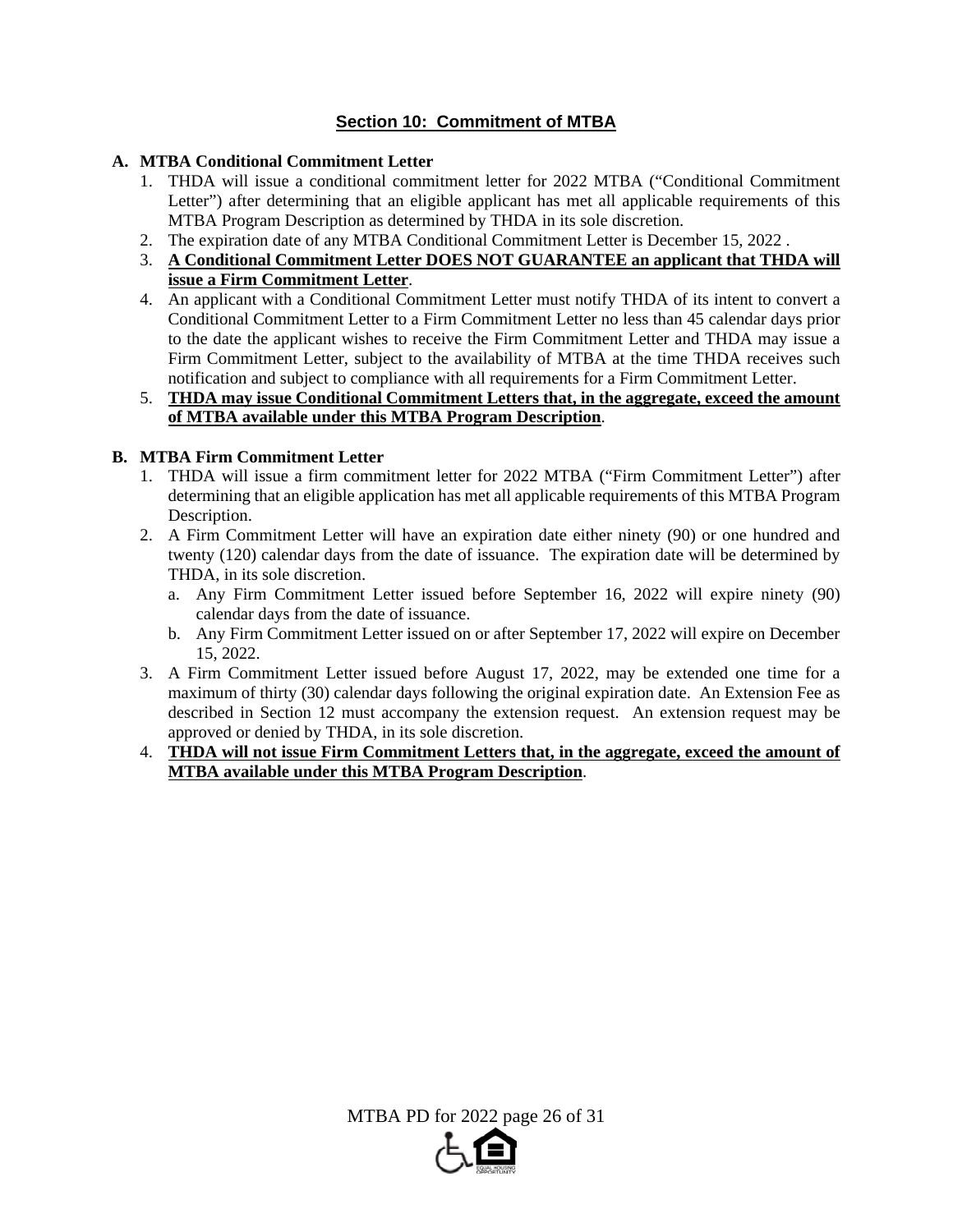## Section 10: Commitment of MTBA

**A. MTBA Conditional Commitment Letter**

1. THDA will issue a conditional commitment letter for 2022 MTBA ("Conditional Commitment Letter") after determining that an eligible applicant has met all applicable requirements of this MTBA Program Description as determined by THDA in its sole discretion.
2. The expiration date of any MTBA Conditional Commitment Letter is December 15, 2022 .
3. **A Conditional Commitment Letter DOES NOT GUARANTEE an applicant that THDA will issue a Firm Commitment Letter**.
4. An applicant with a Conditional Commitment Letter must notify THDA of its intent to convert a Conditional Commitment Letter to a Firm Commitment Letter no less than 45 calendar days prior to the date the applicant wishes to receive the Firm Commitment Letter and THDA may issue a Firm Commitment Letter, subject to the availability of MTBA at the time THDA receives such notification and subject to compliance with all requirements for a Firm Commitment Letter.
5. **THDA may issue Conditional Commitment Letters that, in the aggregate, exceed the amount of MTBA available under this MTBA Program Description**.

**B. MTBA Firm Commitment Letter**

1. THDA will issue a firm commitment letter for 2022 MTBA ("Firm Commitment Letter") after determining that an eligible application has met all applicable requirements of this MTBA Program Description.
2. A Firm Commitment Letter will have an expiration date either ninety (90) or one hundred and twenty (120) calendar days from the date of issuance. The expiration date will be determined by THDA, in its sole discretion.
   a. Any Firm Commitment Letter issued before September 16, 2022 will expire ninety (90) calendar days from the date of issuance.
   b. Any Firm Commitment Letter issued on or after September 17, 2022 will expire on December 15, 2022.
3. A Firm Commitment Letter issued before August 17, 2022, may be extended one time for a maximum of thirty (30) calendar days following the original expiration date. An Extension Fee as described in Section 12 must accompany the extension request. An extension request may be approved or denied by THDA, in its sole discretion.
4. **THDA will not issue Firm Commitment Letters that, in the aggregate, exceed the amount of MTBA available under this MTBA Program Description**.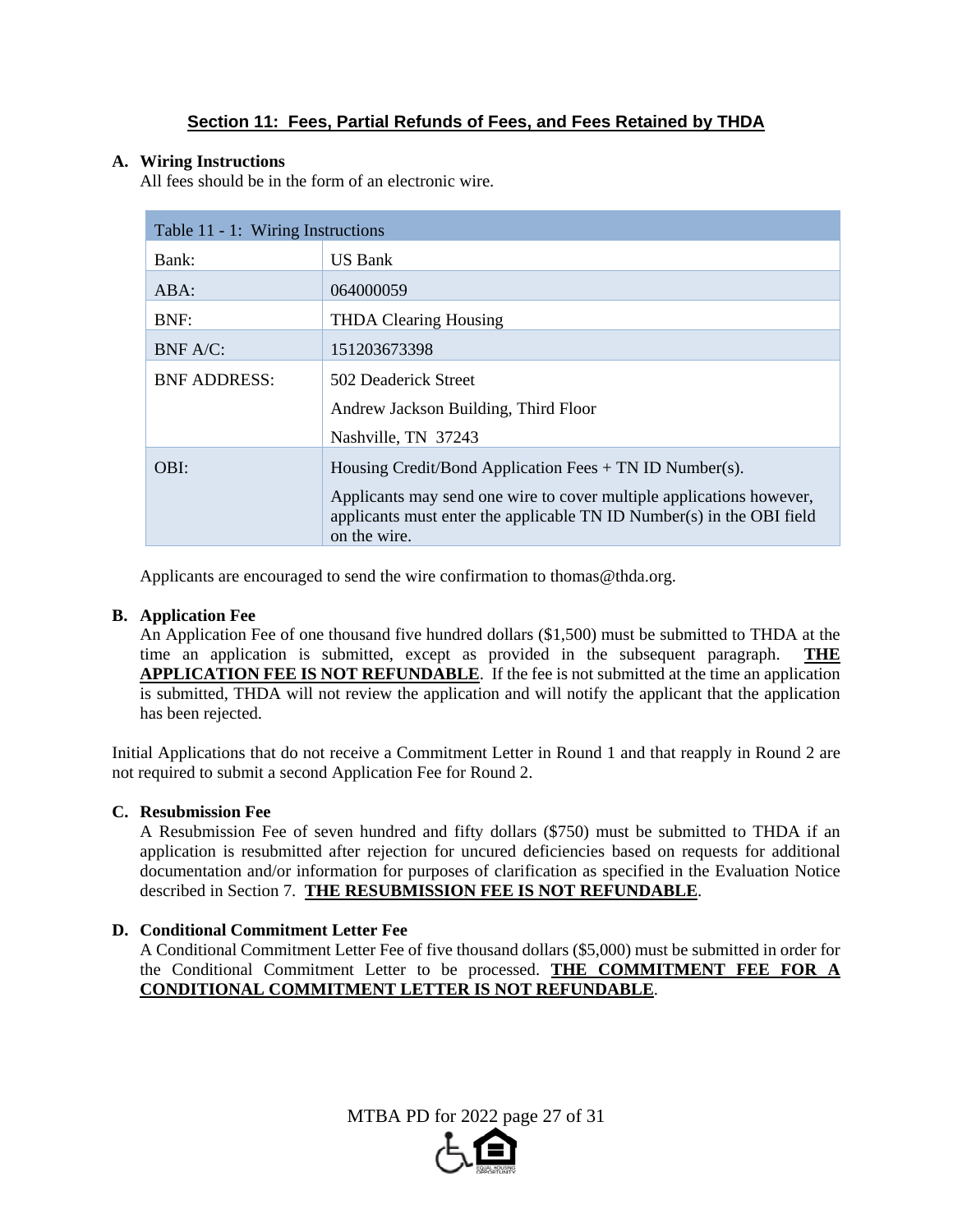## Section 11: Fees, Partial Refunds of Fees, and Fees Retained by THDA

**A. Wiring Instructions**

All fees should be in the form of an electronic wire.

| Table 11 - 1: Wiring Instructions | |
|---|---|
| Bank: | US Bank |
| ABA: | 064000059 |
| BNF: | THDA Clearing Housing |
| BNF A/C: | 151203673398 |
| BNF ADDRESS: | 502 Deaderick Street<br>Andrew Jackson Building, Third Floor<br>Nashville, TN 37243 |
| OBI: | Housing Credit/Bond Application Fees + TN ID Number(s).<br>Applicants may send one wire to cover multiple applications however, applicants must enter the applicable TN ID Number(s) in the OBI field on the wire. |

Applicants are encouraged to send the wire confirmation to thomas@thda.org.

**B. Application Fee**

An Application Fee of one thousand five hundred dollars ($1,500) must be submitted to THDA at the time an application is submitted, except as provided in the subsequent paragraph. **THE APPLICATION FEE IS NOT REFUNDABLE**. If the fee is not submitted at the time an application is submitted, THDA will not review the application and will notify the applicant that the application has been rejected.

Initial Applications that do not receive a Commitment Letter in Round 1 and that reapply in Round 2 are not required to submit a second Application Fee for Round 2.

**C. Resubmission Fee**

A Resubmission Fee of seven hundred and fifty dollars ($750) must be submitted to THDA if an application is resubmitted after rejection for uncured deficiencies based on requests for additional documentation and/or information for purposes of clarification as specified in the Evaluation Notice described in Section 7. **THE RESUBMISSION FEE IS NOT REFUNDABLE**.

**D. Conditional Commitment Letter Fee**

A Conditional Commitment Letter Fee of five thousand dollars ($5,000) must be submitted in order for the Conditional Commitment Letter to be processed. **THE COMMITMENT FEE FOR A CONDITIONAL COMMITMENT LETTER IS NOT REFUNDABLE**.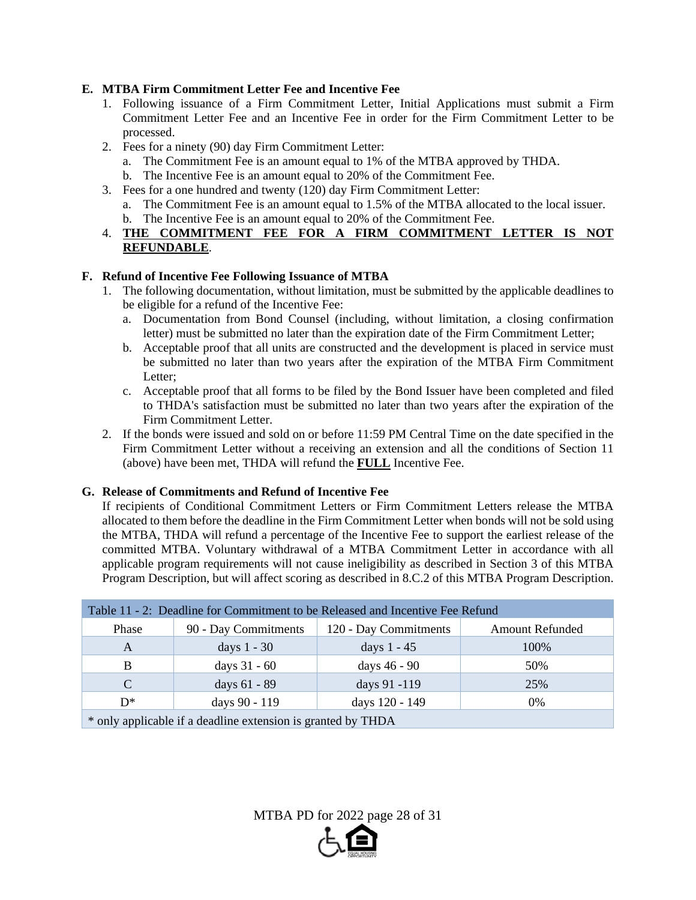**E. MTBA Firm Commitment Letter Fee and Incentive Fee**

1. Following issuance of a Firm Commitment Letter, Initial Applications must submit a Firm Commitment Letter Fee and an Incentive Fee in order for the Firm Commitment Letter to be processed.
2. Fees for a ninety (90) day Firm Commitment Letter:
   a. The Commitment Fee is an amount equal to 1% of the MTBA approved by THDA.
   b. The Incentive Fee is an amount equal to 20% of the Commitment Fee.
3. Fees for a one hundred and twenty (120) day Firm Commitment Letter:
   a. The Commitment Fee is an amount equal to 1.5% of the MTBA allocated to the local issuer.
   b. The Incentive Fee is an amount equal to 20% of the Commitment Fee.
4. **<u>THE COMMITMENT FEE FOR A FIRM COMMITMENT LETTER IS NOT REFUNDABLE</u>**.

**F. Refund of Incentive Fee Following Issuance of MTBA**

1. The following documentation, without limitation, must be submitted by the applicable deadlines to be eligible for a refund of the Incentive Fee:
   a. Documentation from Bond Counsel (including, without limitation, a closing confirmation letter) must be submitted no later than the expiration date of the Firm Commitment Letter;
   b. Acceptable proof that all units are constructed and the development is placed in service must be submitted no later than two years after the expiration of the MTBA Firm Commitment Letter;
   c. Acceptable proof that all forms to be filed by the Bond Issuer have been completed and filed to THDA's satisfaction must be submitted no later than two years after the expiration of the Firm Commitment Letter.
2. If the bonds were issued and sold on or before 11:59 PM Central Time on the date specified in the Firm Commitment Letter without a receiving an extension and all the conditions of Section 11 (above) have been met, THDA will refund the **<u>FULL</u>** Incentive Fee.

**G. Release of Commitments and Refund of Incentive Fee**

If recipients of Conditional Commitment Letters or Firm Commitment Letters release the MTBA allocated to them before the deadline in the Firm Commitment Letter when bonds will not be sold using the MTBA, THDA will refund a percentage of the Incentive Fee to support the earliest release of the committed MTBA. Voluntary withdrawal of a MTBA Commitment Letter in accordance with all applicable program requirements will not cause ineligibility as described in Section 3 of this MTBA Program Description, but will affect scoring as described in 8.C.2 of this MTBA Program Description.

| Table 11 - 2: Deadline for Commitment to be Released and Incentive Fee Refund | | | |
|---|---|---|---|
| Phase | 90 - Day Commitments | 120 - Day Commitments | Amount Refunded |
| A | days 1 - 30 | days 1 - 45 | 100% |
| B | days 31 - 60 | days 46 - 90 | 50% |
| C | days 61 - 89 | days 91 -119 | 25% |
| D* | days 90 - 119 | days 120 - 149 | 0% |
| * only applicable if a deadline extension is granted by THDA | | | |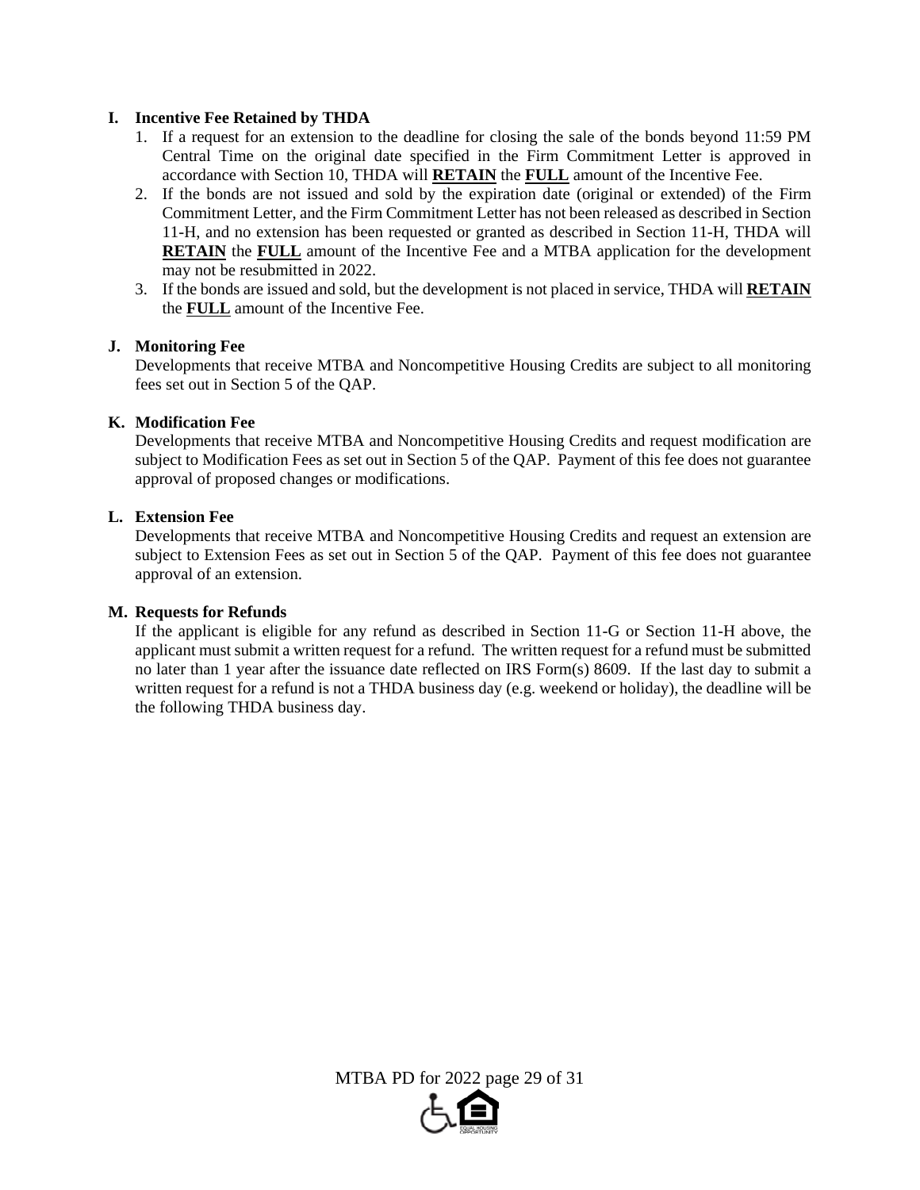**I. Incentive Fee Retained by THDA**

1. If a request for an extension to the deadline for closing the sale of the bonds beyond 11:59 PM Central Time on the original date specified in the Firm Commitment Letter is approved in accordance with Section 10, THDA will **RETAIN** the **FULL** amount of the Incentive Fee.
2. If the bonds are not issued and sold by the expiration date (original or extended) of the Firm Commitment Letter, and the Firm Commitment Letter has not been released as described in Section 11-H, and no extension has been requested or granted as described in Section 11-H, THDA will **RETAIN** the **FULL** amount of the Incentive Fee and a MTBA application for the development may not be resubmitted in 2022.
3. If the bonds are issued and sold, but the development is not placed in service, THDA will **RETAIN** the **FULL** amount of the Incentive Fee.

**J. Monitoring Fee**

Developments that receive MTBA and Noncompetitive Housing Credits are subject to all monitoring fees set out in Section 5 of the QAP.

**K. Modification Fee**

Developments that receive MTBA and Noncompetitive Housing Credits and request modification are subject to Modification Fees as set out in Section 5 of the QAP. Payment of this fee does not guarantee approval of proposed changes or modifications.

**L. Extension Fee**

Developments that receive MTBA and Noncompetitive Housing Credits and request an extension are subject to Extension Fees as set out in Section 5 of the QAP. Payment of this fee does not guarantee approval of an extension.

**M. Requests for Refunds**

If the applicant is eligible for any refund as described in Section 11-G or Section 11-H above, the applicant must submit a written request for a refund. The written request for a refund must be submitted no later than 1 year after the issuance date reflected on IRS Form(s) 8609. If the last day to submit a written request for a refund is not a THDA business day (e.g. weekend or holiday), the deadline will be the following THDA business day.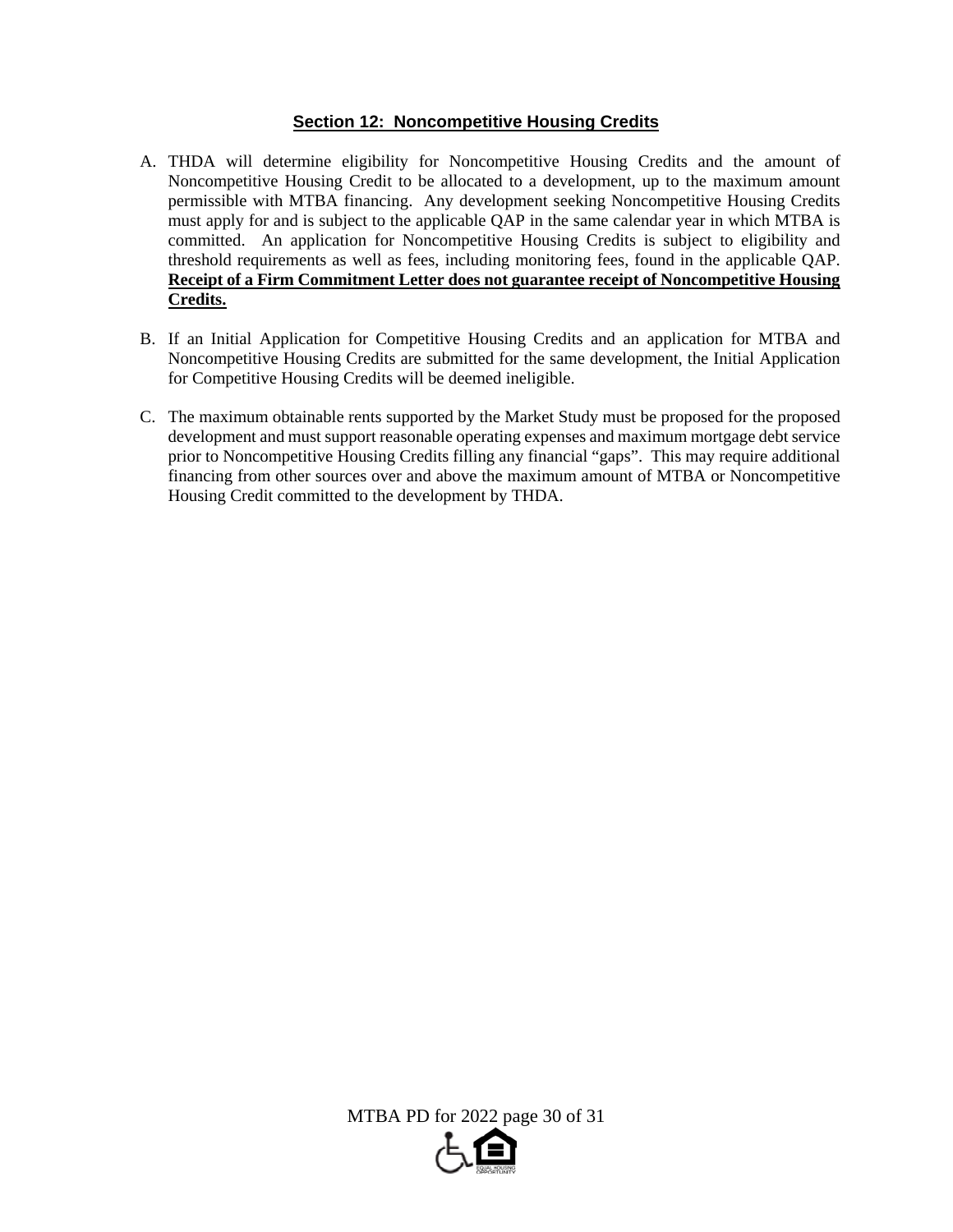## Section 12: Noncompetitive Housing Credits

A. THDA will determine eligibility for Noncompetitive Housing Credits and the amount of Noncompetitive Housing Credit to be allocated to a development, up to the maximum amount permissible with MTBA financing. Any development seeking Noncompetitive Housing Credits must apply for and is subject to the applicable QAP in the same calendar year in which MTBA is committed. An application for Noncompetitive Housing Credits is subject to eligibility and threshold requirements as well as fees, including monitoring fees, found in the applicable QAP. **Receipt of a Firm Commitment Letter does not guarantee receipt of Noncompetitive Housing Credits.**

B. If an Initial Application for Competitive Housing Credits and an application for MTBA and Noncompetitive Housing Credits are submitted for the same development, the Initial Application for Competitive Housing Credits will be deemed ineligible.

C. The maximum obtainable rents supported by the Market Study must be proposed for the proposed development and must support reasonable operating expenses and maximum mortgage debt service prior to Noncompetitive Housing Credits filling any financial "gaps". This may require additional financing from other sources over and above the maximum amount of MTBA or Noncompetitive Housing Credit committed to the development by THDA.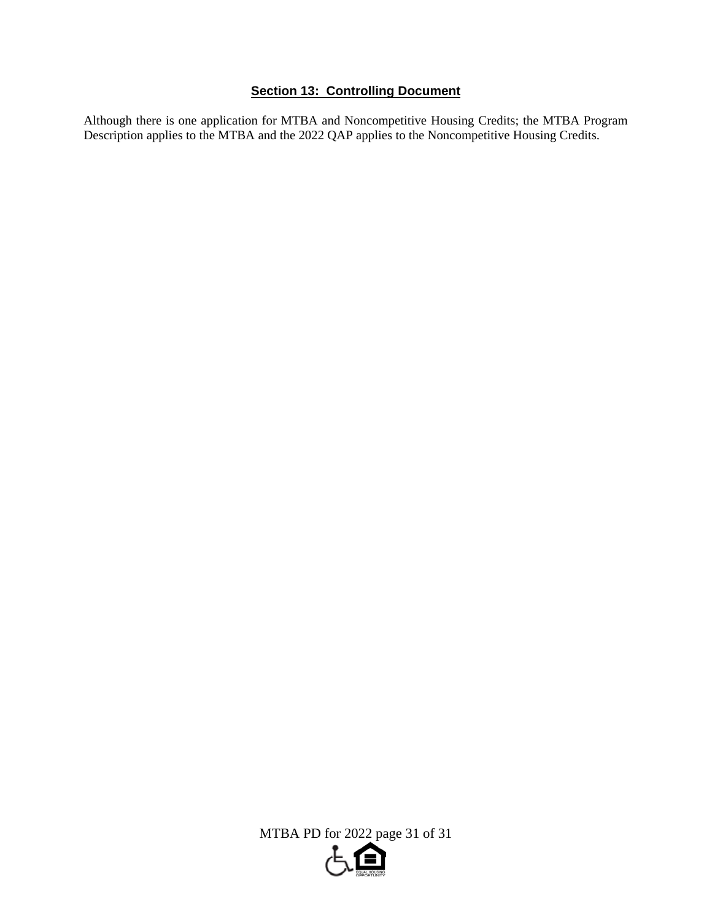## Section 13: Controlling Document

Although there is one application for MTBA and Noncompetitive Housing Credits; the MTBA Program Description applies to the MTBA and the 2022 QAP applies to the Noncompetitive Housing Credits.